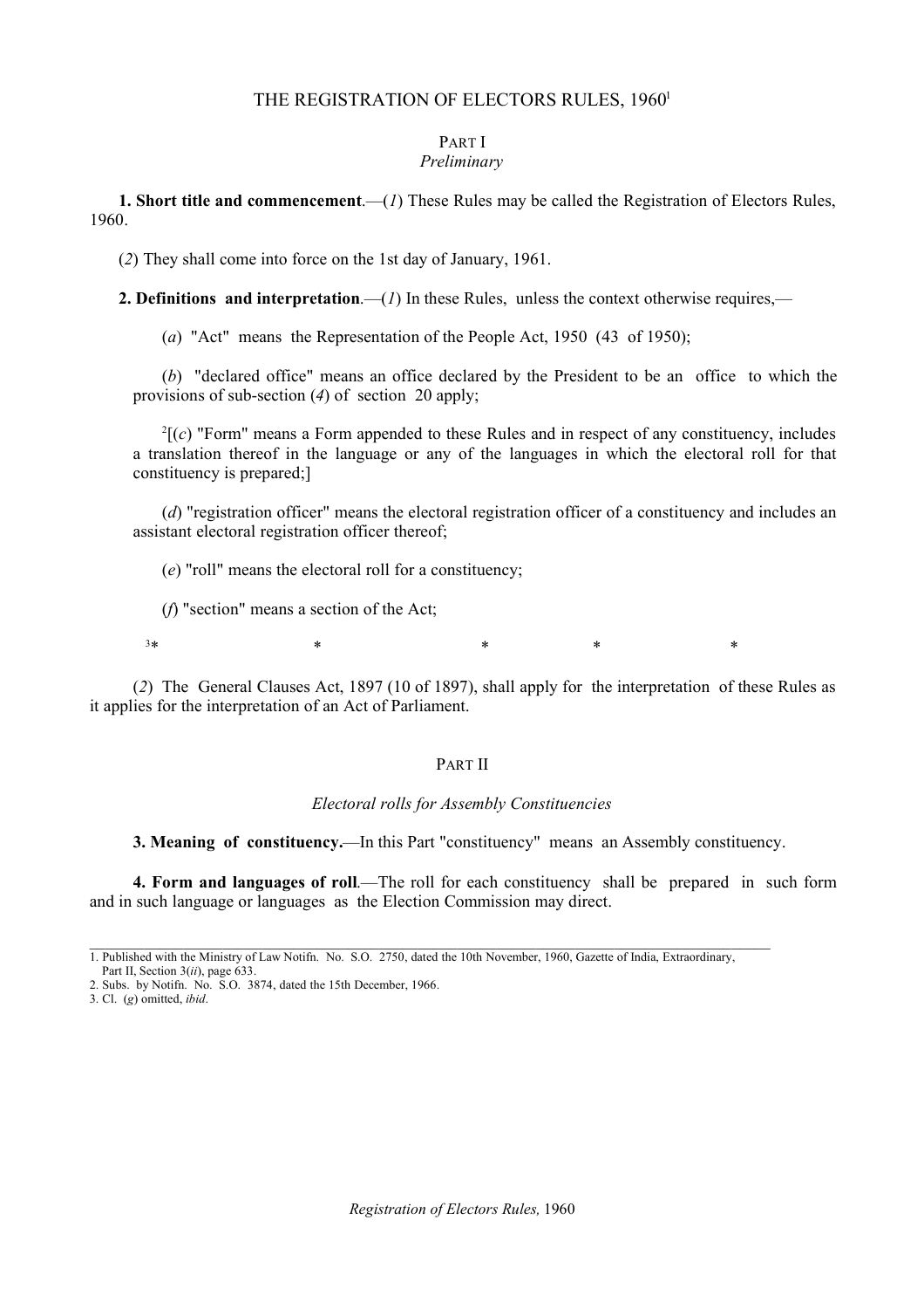# THE REGISTRATION OF ELECTORS RULES, 1960[1]

## PART I
*Preliminary*

**1. Short title and commencement**.—(*1*) These Rules may be called the Registration of Electors Rules, 1960.

(*2*) They shall come into force on the 1st day of January, 1961.

**2. Definitions and interpretation**.—(*1*) In these Rules, unless the context otherwise requires,—

(*a*) "Act" means the Representation of the People Act, 1950 (43 of 1950);

(*b*) "declared office" means an office declared by the President to be an office to which the provisions of sub-section (*4*) of section 20 apply;

[2][(*c*) "Form" means a Form appended to these Rules and in respect of any constituency, includes a translation thereof in the language or any of the languages in which the electoral roll for that constituency is prepared;]

(*d*) "registration officer" means the electoral registration officer of a constituency and includes an assistant electoral registration officer thereof;

(*e*) "roll" means the electoral roll for a constituency;

(*f*) "section" means a section of the Act;

[3]* * * * *

(*2*) The General Clauses Act, 1897 (10 of 1897), shall apply for the interpretation of these Rules as it applies for the interpretation of an Act of Parliament.

## PART II

*Electoral rolls for Assembly Constituencies*

**3. Meaning of constituency.**—In this Part "constituency" means an Assembly constituency.

**4. Form and languages of roll**.—The roll for each constituency shall be prepared in such form and in such language or languages as the Election Commission may direct.

---

1. Published with the Ministry of Law Notifn. No. S.O. 2750, dated the 10th November, 1960, Gazette of India, Extraordinary, Part II, Section 3(*ii*), page 633.
2. Subs. by Notifn. No. S.O. 3874, dated the 15th December, 1966.
3. Cl. (*g*) omitted, *ibid*.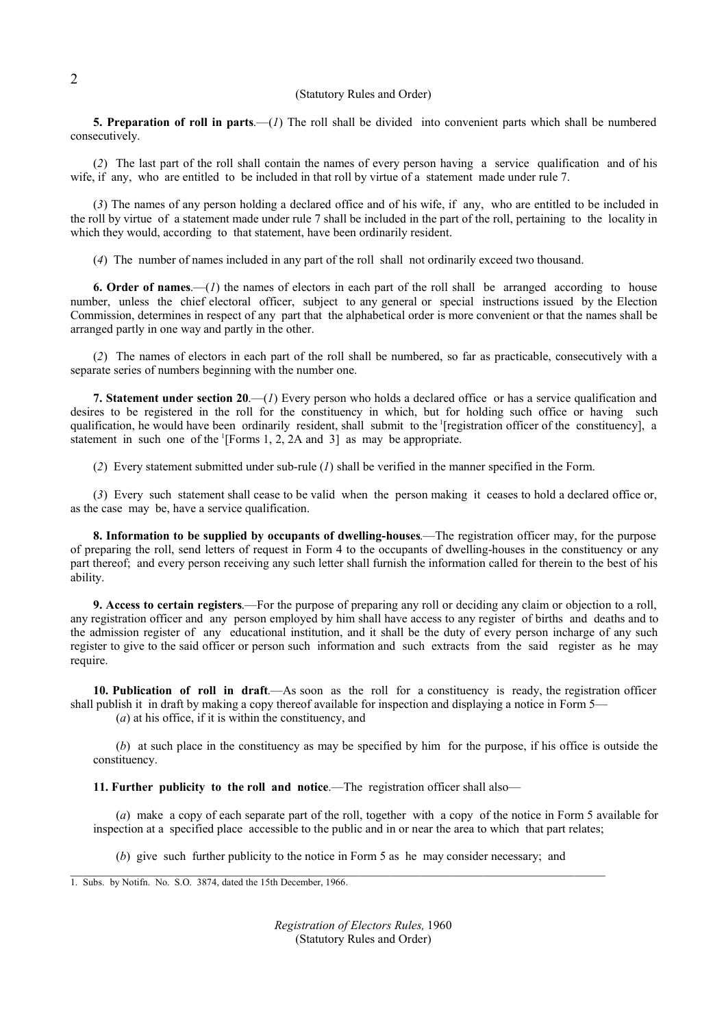**5. Preparation of roll in parts**.—(*1*) The roll shall be divided into convenient parts which shall be numbered consecutively.

(*2*) The last part of the roll shall contain the names of every person having a service qualification and of his wife, if any, who are entitled to be included in that roll by virtue of a statement made under rule 7.

(*3*) The names of any person holding a declared office and of his wife, if any, who are entitled to be included in the roll by virtue of a statement made under rule 7 shall be included in the part of the roll, pertaining to the locality in which they would, according to that statement, have been ordinarily resident.

(*4*) The number of names included in any part of the roll shall not ordinarily exceed two thousand.

**6. Order of names**.—(*1*) the names of electors in each part of the roll shall be arranged according to house number, unless the chief electoral officer, subject to any general or special instructions issued by the Election Commission, determines in respect of any part that the alphabetical order is more convenient or that the names shall be arranged partly in one way and partly in the other.

(*2*) The names of electors in each part of the roll shall be numbered, so far as practicable, consecutively with a separate series of numbers beginning with the number one.

**7. Statement under section 20**.—(*1*) Every person who holds a declared office or has a service qualification and desires to be registered in the roll for the constituency in which, but for holding such office or having such qualification, he would have been ordinarily resident, shall submit to the [1][registration officer of the constituency], a statement in such one of the [1][Forms 1, 2, 2A and 3] as may be appropriate.

(*2*) Every statement submitted under sub-rule (*1*) shall be verified in the manner specified in the Form.

(*3*) Every such statement shall cease to be valid when the person making it ceases to hold a declared office or, as the case may be, have a service qualification.

**8. Information to be supplied by occupants of dwelling-houses**.—The registration officer may, for the purpose of preparing the roll, send letters of request in Form 4 to the occupants of dwelling-houses in the constituency or any part thereof; and every person receiving any such letter shall furnish the information called for therein to the best of his ability.

**9. Access to certain registers**.—For the purpose of preparing any roll or deciding any claim or objection to a roll, any registration officer and any person employed by him shall have access to any register of births and deaths and to the admission register of any educational institution, and it shall be the duty of every person incharge of any such register to give to the said officer or person such information and such extracts from the said register as he may require.

**10. Publication of roll in draft**.—As soon as the roll for a constituency is ready, the registration officer shall publish it in draft by making a copy thereof available for inspection and displaying a notice in Form 5—

(*a*) at his office, if it is within the constituency, and

(*b*) at such place in the constituency as may be specified by him for the purpose, if his office is outside the constituency.

**11. Further publicity to the roll and notice**.—The registration officer shall also—

(*a*) make a copy of each separate part of the roll, together with a copy of the notice in Form 5 available for inspection at a specified place accessible to the public and in or near the area to which that part relates;

(*b*) give such further publicity to the notice in Form 5 as he may consider necessary; and

---

1. Subs. by Notifn. No. S.O. 3874, dated the 15th December, 1966.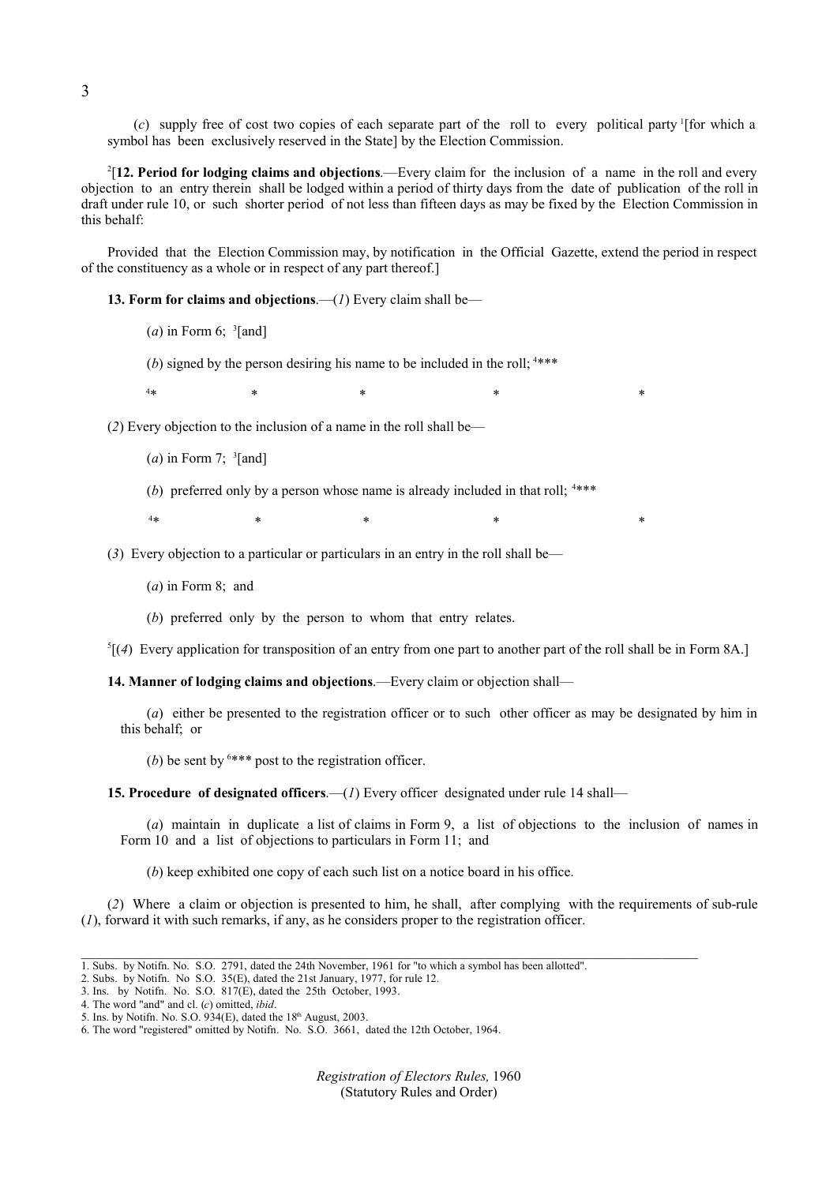(*c*) supply free of cost two copies of each separate part of the roll to every political party [1][for which a symbol has been exclusively reserved in the State] by the Election Commission.

[2][**12. Period for lodging claims and objections**.—Every claim for the inclusion of a name in the roll and every objection to an entry therein shall be lodged within a period of thirty days from the date of publication of the roll in draft under rule 10, or such shorter period of not less than fifteen days as may be fixed by the Election Commission in this behalf:

Provided that the Election Commission may, by notification in the Official Gazette, extend the period in respect of the constituency as a whole or in respect of any part thereof.]

**13. Form for claims and objections**.—(*1*) Every claim shall be—

(*a*) in Form 6; [3][and]

(*b*) signed by the person desiring his name to be included in the roll; [4]***

[4]* * * * *

(*2*) Every objection to the inclusion of a name in the roll shall be—

(*a*) in Form 7; [3][and]

(*b*) preferred only by a person whose name is already included in that roll; [4]***

[4]* * * * *

(*3*) Every objection to a particular or particulars in an entry in the roll shall be—

(*a*) in Form 8; and

(*b*) preferred only by the person to whom that entry relates.

[5][(*4*) Every application for transposition of an entry from one part to another part of the roll shall be in Form 8A.]

**14. Manner of lodging claims and objections**.—Every claim or objection shall—

(*a*) either be presented to the registration officer or to such other officer as may be designated by him in this behalf; or

(*b*) be sent by [6]*** post to the registration officer.

**15. Procedure of designated officers**.—(*1*) Every officer designated under rule 14 shall—

(*a*) maintain in duplicate a list of claims in Form 9, a list of objections to the inclusion of names in Form 10 and a list of objections to particulars in Form 11; and

(*b*) keep exhibited one copy of each such list on a notice board in his office.

(*2*) Where a claim or objection is presented to him, he shall, after complying with the requirements of sub-rule (*1*), forward it with such remarks, if any, as he considers proper to the registration officer.

---

1. Subs. by Notifn. No. S.O. 2791, dated the 24th November, 1961 for "to which a symbol has been allotted".
2. Subs. by Notifn. No S.O. 35(E), dated the 21st January, 1977, for rule 12.
3. Ins. by Notifn. No. S.O. 817(E), dated the 25th October, 1993.
4. The word "and" and cl. (*c*) omitted, *ibid*.
5. Ins. by Notifn. No. S.O. 934(E), dated the 18th August, 2003.
6. The word "registered" omitted by Notifn. No. S.O. 3661, dated the 12th October, 1964.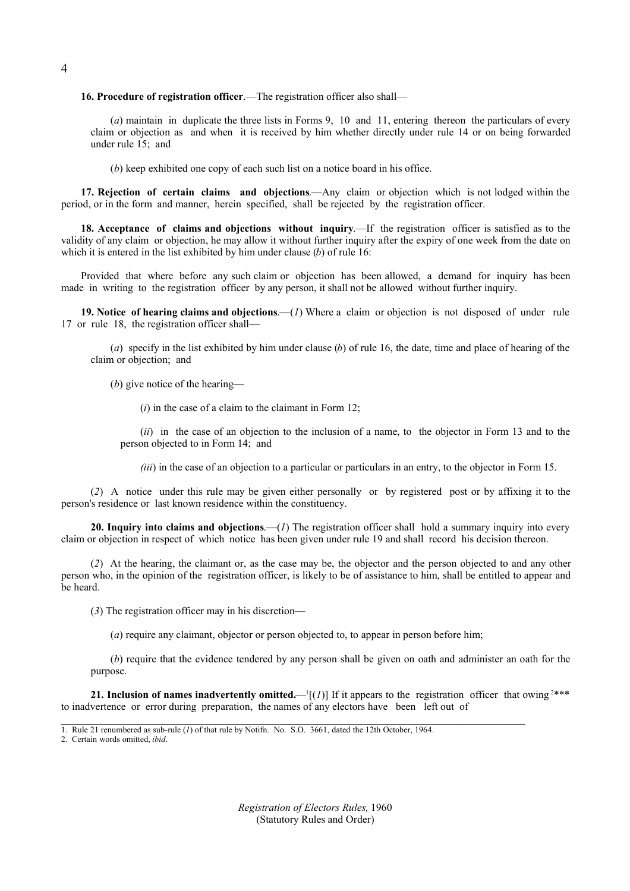**16. Procedure of registration officer**.—The registration officer also shall—

(*a*) maintain in duplicate the three lists in Forms 9, 10 and 11, entering thereon the particulars of every claim or objection as and when it is received by him whether directly under rule 14 or on being forwarded under rule 15; and

(*b*) keep exhibited one copy of each such list on a notice board in his office.

**17. Rejection of certain claims and objections**.—Any claim or objection which is not lodged within the period, or in the form and manner, herein specified, shall be rejected by the registration officer.

**18. Acceptance of claims and objections without inquiry**.—If the registration officer is satisfied as to the validity of any claim or objection, he may allow it without further inquiry after the expiry of one week from the date on which it is entered in the list exhibited by him under clause (*b*) of rule 16:

Provided that where before any such claim or objection has been allowed, a demand for inquiry has been made in writing to the registration officer by any person, it shall not be allowed without further inquiry.

**19. Notice of hearing claims and objections**.—(*1*) Where a claim or objection is not disposed of under rule 17 or rule 18, the registration officer shall—

(*a*) specify in the list exhibited by him under clause (*b*) of rule 16, the date, time and place of hearing of the claim or objection; and

(*b*) give notice of the hearing—

(*i*) in the case of a claim to the claimant in Form 12;

(*ii*) in the case of an objection to the inclusion of a name, to the objector in Form 13 and to the person objected to in Form 14; and

*(iii*) in the case of an objection to a particular or particulars in an entry, to the objector in Form 15.

(*2*) A notice under this rule may be given either personally or by registered post or by affixing it to the person's residence or last known residence within the constituency.

**20. Inquiry into claims and objections**.—(*1*) The registration officer shall hold a summary inquiry into every claim or objection in respect of which notice has been given under rule 19 and shall record his decision thereon.

(*2*) At the hearing, the claimant or, as the case may be, the objector and the person objected to and any other person who, in the opinion of the registration officer, is likely to be of assistance to him, shall be entitled to appear and be heard.

(*3*) The registration officer may in his discretion—

(*a*) require any claimant, objector or person objected to, to appear in person before him;

(*b*) require that the evidence tendered by any person shall be given on oath and administer an oath for the purpose.

**21. Inclusion of names inadvertently omitted.**—[1][(*1*)] If it appears to the registration officer that owing [2]*** to inadvertence or error during preparation, the names of any electors have been left out of

---

1. Rule 21 renumbered as sub-rule (*1*) of that rule by Notifn. No. S.O. 3661, dated the 12th October, 1964.
2. Certain words omitted, *ibid*.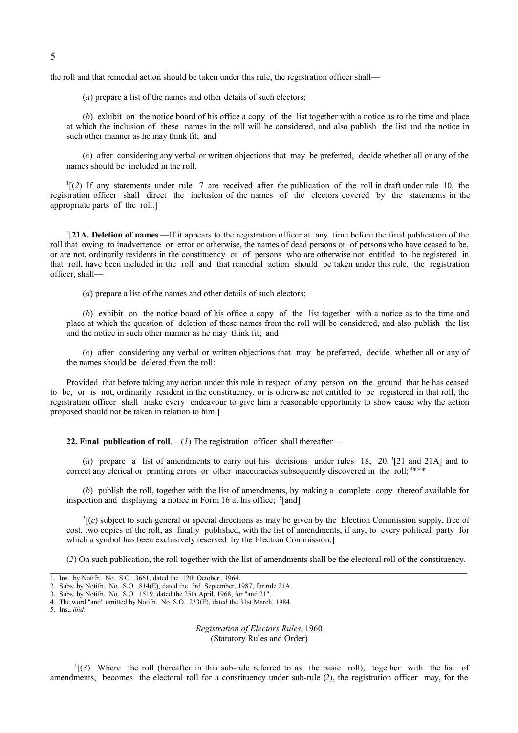the roll and that remedial action should be taken under this rule, the registration officer shall—

(*a*) prepare a list of the names and other details of such electors;

(*b*) exhibit on the notice board of his office a copy of the list together with a notice as to the time and place at which the inclusion of these names in the roll will be considered, and also publish the list and the notice in such other manner as he may think fit; and

(*c*) after considering any verbal or written objections that may be preferred, decide whether all or any of the names should be included in the roll.

[1][(*2*) If any statements under rule 7 are received after the publication of the roll in draft under rule 10, the registration officer shall direct the inclusion of the names of the electors covered by the statements in the appropriate parts of the roll.]

[2][**21A. Deletion of names**.—If it appears to the registration officer at any time before the final publication of the roll that owing to inadvertence or error or otherwise, the names of dead persons or of persons who have ceased to be, or are not, ordinarily residents in the constituency or of persons who are otherwise not entitled to be registered in that roll, have been included in the roll and that remedial action should be taken under this rule, the registration officer, shall—

(*a*) prepare a list of the names and other details of such electors;

(*b*) exhibit on the notice board of his office a copy of the list together with a notice as to the time and place at which the question of deletion of these names from the roll will be considered, and also publish the list and the notice in such other manner as he may think fit; and

(*c*) after considering any verbal or written objections that may be preferred, decide whether all or any of the names should be deleted from the roll:

Provided that before taking any action under this rule in respect of any person on the ground that he has ceased to be, or is not, ordinarily resident in the constituency, or is otherwise not entitled to be registered in that roll, the registration officer shall make every endeavour to give him a reasonable opportunity to show cause why the action proposed should not be taken in relation to him.]

**22. Final publication of roll**.—(*1*) The registration officer shall thereafter—

(*a*) prepare a list of amendments to carry out his decisions under rules 18, 20, [3][21 and 21A] and to correct any clerical or printing errors or other inaccuracies subsequently discovered in the roll; [4]***

(*b*) publish the roll, together with the list of amendments, by making a complete copy thereof available for inspection and displaying a notice in Form 16 at his office; [5][and]

[5][(*c*) subject to such general or special directions as may be given by the Election Commission supply, free of cost, two copies of the roll, as finally published, with the list of amendments, if any, to every political party for which a symbol has been exclusively reserved by the Election Commission.]

(*2*) On such publication, the roll together with the list of amendments shall be the electoral roll of the constituency.

---

1. Ins. by Notifn. No. S.O. 3661, dated the 12th October , 1964.
2. Subs. by Notifn. No. S.O. 814(E), dated the 3rd September, 1987, for rule 21A.
3. Subs. by Notifn. No. S.O. 1519, dated the 25th April, 1968, for "and 21".
4. The word "and" omitted by Notifn. No. S.O. 233(E), dated the 31st March, 1984.
5. Ins., *ibid*.

[1][(*3*) Where the roll (hereafter in this sub-rule referred to as the basic roll), together with the list of amendments, becomes the electoral roll for a constituency under sub-rule (*2*), the registration officer may, for the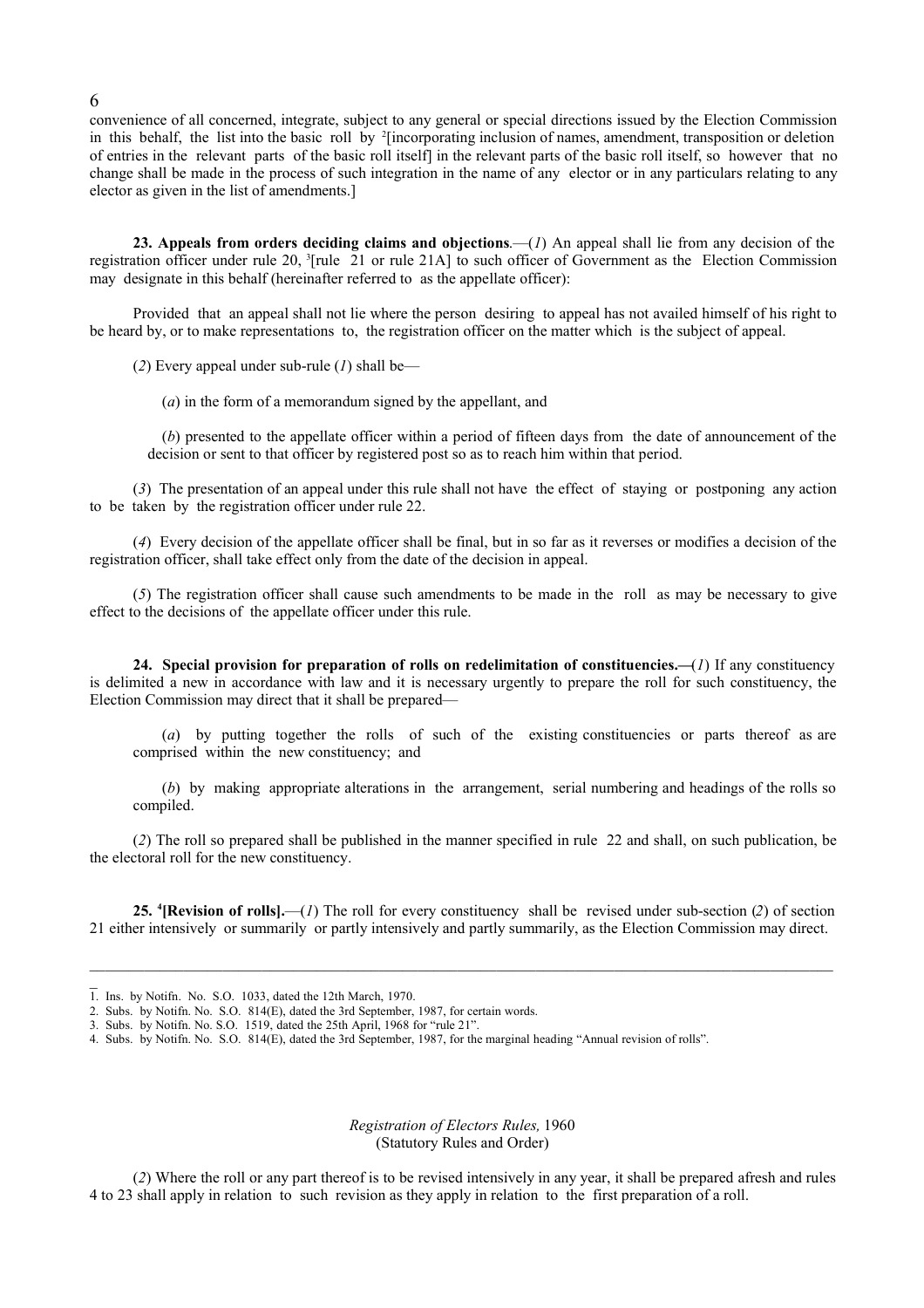convenience of all concerned, integrate, subject to any general or special directions issued by the Election Commission in this behalf, the list into the basic roll by [2][incorporating inclusion of names, amendment, transposition or deletion of entries in the relevant parts of the basic roll itself] in the relevant parts of the basic roll itself, so however that no change shall be made in the process of such integration in the name of any elector or in any particulars relating to any elector as given in the list of amendments.]

**23. Appeals from orders deciding claims and objections**.—(*1*) An appeal shall lie from any decision of the registration officer under rule 20, [3][rule 21 or rule 21A] to such officer of Government as the Election Commission may designate in this behalf (hereinafter referred to as the appellate officer):

Provided that an appeal shall not lie where the person desiring to appeal has not availed himself of his right to be heard by, or to make representations to, the registration officer on the matter which is the subject of appeal.

(*2*) Every appeal under sub-rule (*1*) shall be—

(*a*) in the form of a memorandum signed by the appellant, and

(*b*) presented to the appellate officer within a period of fifteen days from the date of announcement of the decision or sent to that officer by registered post so as to reach him within that period.

(*3*) The presentation of an appeal under this rule shall not have the effect of staying or postponing any action to be taken by the registration officer under rule 22.

(*4*) Every decision of the appellate officer shall be final, but in so far as it reverses or modifies a decision of the registration officer, shall take effect only from the date of the decision in appeal.

(*5*) The registration officer shall cause such amendments to be made in the roll as may be necessary to give effect to the decisions of the appellate officer under this rule.

**24. Special provision for preparation of rolls on redelimitation of constituencies.—**(*1*) If any constituency is delimited a new in accordance with law and it is necessary urgently to prepare the roll for such constituency, the Election Commission may direct that it shall be prepared—

(*a*) by putting together the rolls of such of the existing constituencies or parts thereof as are comprised within the new constituency; and

(*b*) by making appropriate alterations in the arrangement, serial numbering and headings of the rolls so compiled.

(*2*) The roll so prepared shall be published in the manner specified in rule 22 and shall, on such publication, be the electoral roll for the new constituency.

**25. [4][Revision of rolls].**—(*1*) The roll for every constituency shall be revised under sub-section (*2*) of section 21 either intensively or summarily or partly intensively and partly summarily, as the Election Commission may direct.

---

1. Ins. by Notifn. No. S.O. 1033, dated the 12th March, 1970.
2. Subs. by Notifn. No. S.O. 814(E), dated the 3rd September, 1987, for certain words.
3. Subs. by Notifn. No. S.O. 1519, dated the 25th April, 1968 for "rule 21".
4. Subs. by Notifn. No. S.O. 814(E), dated the 3rd September, 1987, for the marginal heading "Annual revision of rolls".

(*2*) Where the roll or any part thereof is to be revised intensively in any year, it shall be prepared afresh and rules 4 to 23 shall apply in relation to such revision as they apply in relation to the first preparation of a roll.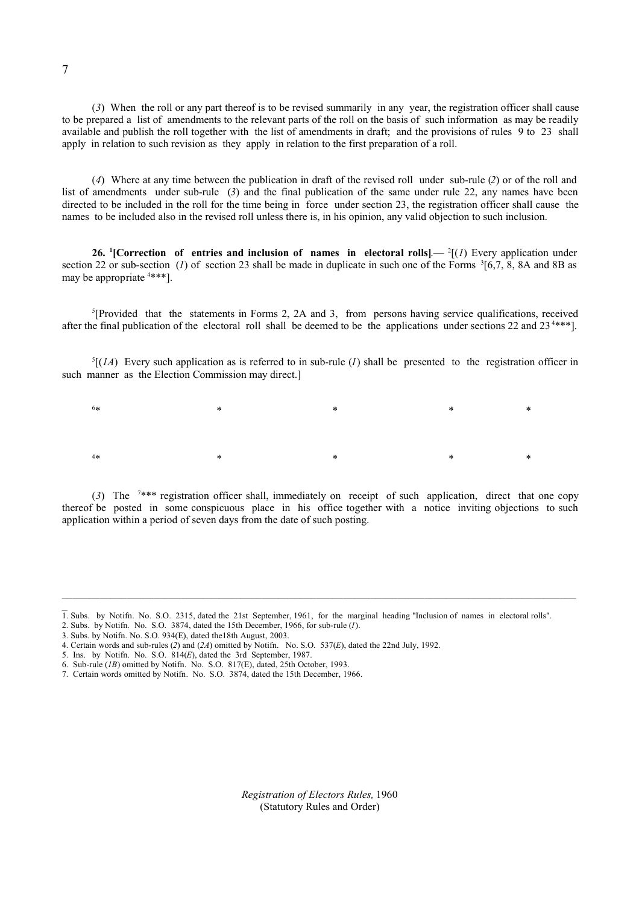(*3*) When the roll or any part thereof is to be revised summarily in any year, the registration officer shall cause to be prepared a list of amendments to the relevant parts of the roll on the basis of such information as may be readily available and publish the roll together with the list of amendments in draft; and the provisions of rules 9 to 23 shall apply in relation to such revision as they apply in relation to the first preparation of a roll.

(*4*) Where at any time between the publication in draft of the revised roll under sub-rule (*2*) or of the roll and list of amendments under sub-rule (*3*) and the final publication of the same under rule 22, any names have been directed to be included in the roll for the time being in force under section 23, the registration officer shall cause the names to be included also in the revised roll unless there is, in his opinion, any valid objection to such inclusion.

**26.** [1]**[Correction of entries and inclusion of names in electoral rolls]**.— [2][(*1*) Every application under section 22 or sub-section (*1*) of section 23 shall be made in duplicate in such one of the Forms [3][6,7, 8, 8A and 8B as may be appropriate [4]***].

[5][Provided that the statements in Forms 2, 2A and 3, from persons having service qualifications, received after the final publication of the electoral roll shall be deemed to be the applications under sections 22 and 23 [4]***].

[5][(*1A*) Every such application as is referred to in sub-rule (*1*) shall be presented to the registration officer in such manner as the Election Commission may direct.]

[6]* * * * *

[4]* * * * *

(*3*) The [7]*** registration officer shall, immediately on receipt of such application, direct that one copy thereof be posted in some conspicuous place in his office together with a notice inviting objections to such application within a period of seven days from the date of such posting.

---

1. Subs. by Notifn. No. S.O. 2315, dated the 21st September, 1961, for the marginal heading "Inclusion of names in electoral rolls".
2. Subs. by Notifn. No. S.O. 3874, dated the 15th December, 1966, for sub-rule (*1*).
3. Subs. by Notifn. No. S.O. 934(E), dated the18th August, 2003.
4. Certain words and sub-rules (*2*) and (*2A*) omitted by Notifn. No. S.O. 537(*E*), dated the 22nd July, 1992.
5. Ins. by Notifn. No. S.O. 814(*E*), dated the 3rd September, 1987.
6. Sub-rule (*1B*) omitted by Notifn. No. S.O. 817(E), dated, 25th October, 1993.
7. Certain words omitted by Notifn. No. S.O. 3874, dated the 15th December, 1966.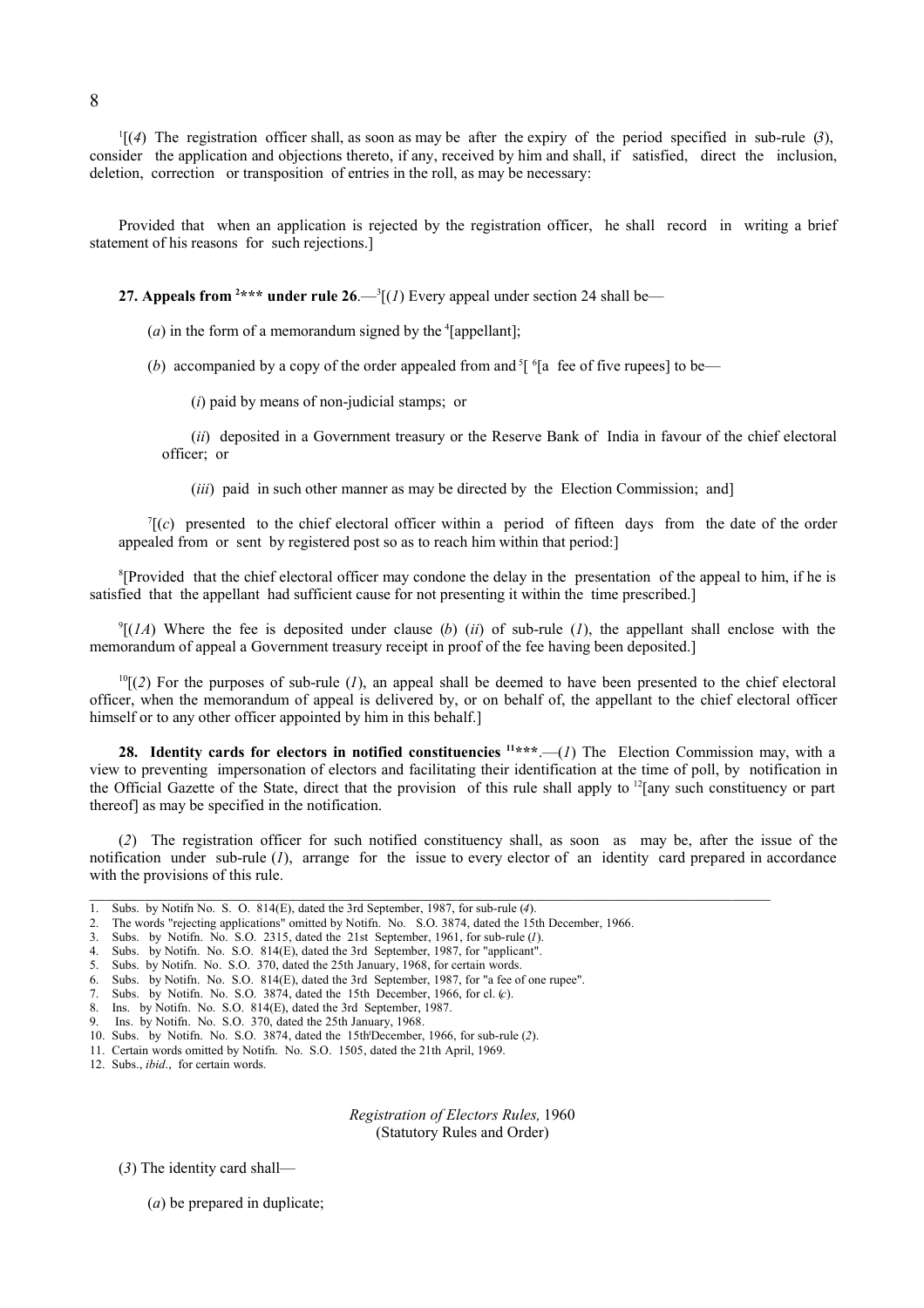[1][(*4*) The registration officer shall, as soon as may be after the expiry of the period specified in sub-rule (*3*), consider the application and objections thereto, if any, received by him and shall, if satisfied, direct the inclusion, deletion, correction or transposition of entries in the roll, as may be necessary:

Provided that when an application is rejected by the registration officer, he shall record in writing a brief statement of his reasons for such rejections.]

**27. Appeals from [2]\*\*\* under rule 26**.—[3][(*1*) Every appeal under section 24 shall be—

(*a*) in the form of a memorandum signed by the [4][appellant];

(*b*) accompanied by a copy of the order appealed from and [5][ [6][a fee of five rupees] to be—

(*i*) paid by means of non-judicial stamps; or

(*ii*) deposited in a Government treasury or the Reserve Bank of India in favour of the chief electoral officer; or

(*iii*) paid in such other manner as may be directed by the Election Commission; and]

[7][(*c*) presented to the chief electoral officer within a period of fifteen days from the date of the order appealed from or sent by registered post so as to reach him within that period:]

[8][Provided that the chief electoral officer may condone the delay in the presentation of the appeal to him, if he is satisfied that the appellant had sufficient cause for not presenting it within the time prescribed.]

[9][(*1A*) Where the fee is deposited under clause (*b*) (*ii*) of sub-rule (*1*), the appellant shall enclose with the memorandum of appeal a Government treasury receipt in proof of the fee having been deposited.]

[10][(*2*) For the purposes of sub-rule (*1*), an appeal shall be deemed to have been presented to the chief electoral officer, when the memorandum of appeal is delivered by, or on behalf of, the appellant to the chief electoral officer himself or to any other officer appointed by him in this behalf.]

**28. Identity cards for electors in notified constituencies [11]\*\*\***.—(*1*) The Election Commission may, with a view to preventing impersonation of electors and facilitating their identification at the time of poll, by notification in the Official Gazette of the State, direct that the provision of this rule shall apply to [12][any such constituency or part thereof] as may be specified in the notification.

(*2*) The registration officer for such notified constituency shall, as soon as may be, after the issue of the notification under sub-rule (*1*), arrange for the issue to every elector of an identity card prepared in accordance with the provisions of this rule.

---

1. Subs. by Notifn No. S. O. 814(E), dated the 3rd September, 1987, for sub-rule (*4*).
2. The words "rejecting applications" omitted by Notifn. No. S.O. 3874, dated the 15th December, 1966.
3. Subs. by Notifn. No. S.O. 2315, dated the 21st September, 1961, for sub-rule (*1*).
4. Subs. by Notifn. No. S.O. 814(E), dated the 3rd September, 1987, for "applicant".
5. Subs. by Notifn. No. S.O. 370, dated the 25th January, 1968, for certain words.
6. Subs. by Notifn. No. S.O. 814(E), dated the 3rd September, 1987, for "a fee of one rupee".
7. Subs. by Notifn. No. S.O. 3874, dated the 15th December, 1966, for cl. (*c*).
8. Ins. by Notifn. No. S.O. 814(E), dated the 3rd September, 1987.
9. Ins. by Notifn. No. S.O. 370, dated the 25th January, 1968.
10. Subs. by Notifn. No. S.O. 3874, dated the 15th December, 1966, for sub-rule (*2*).
11. Certain words omitted by Notifn. No. S.O. 1505, dated the 21th April, 1969.
12. Subs., *ibid*., for certain words.

(*3*) The identity card shall—

(*a*) be prepared in duplicate;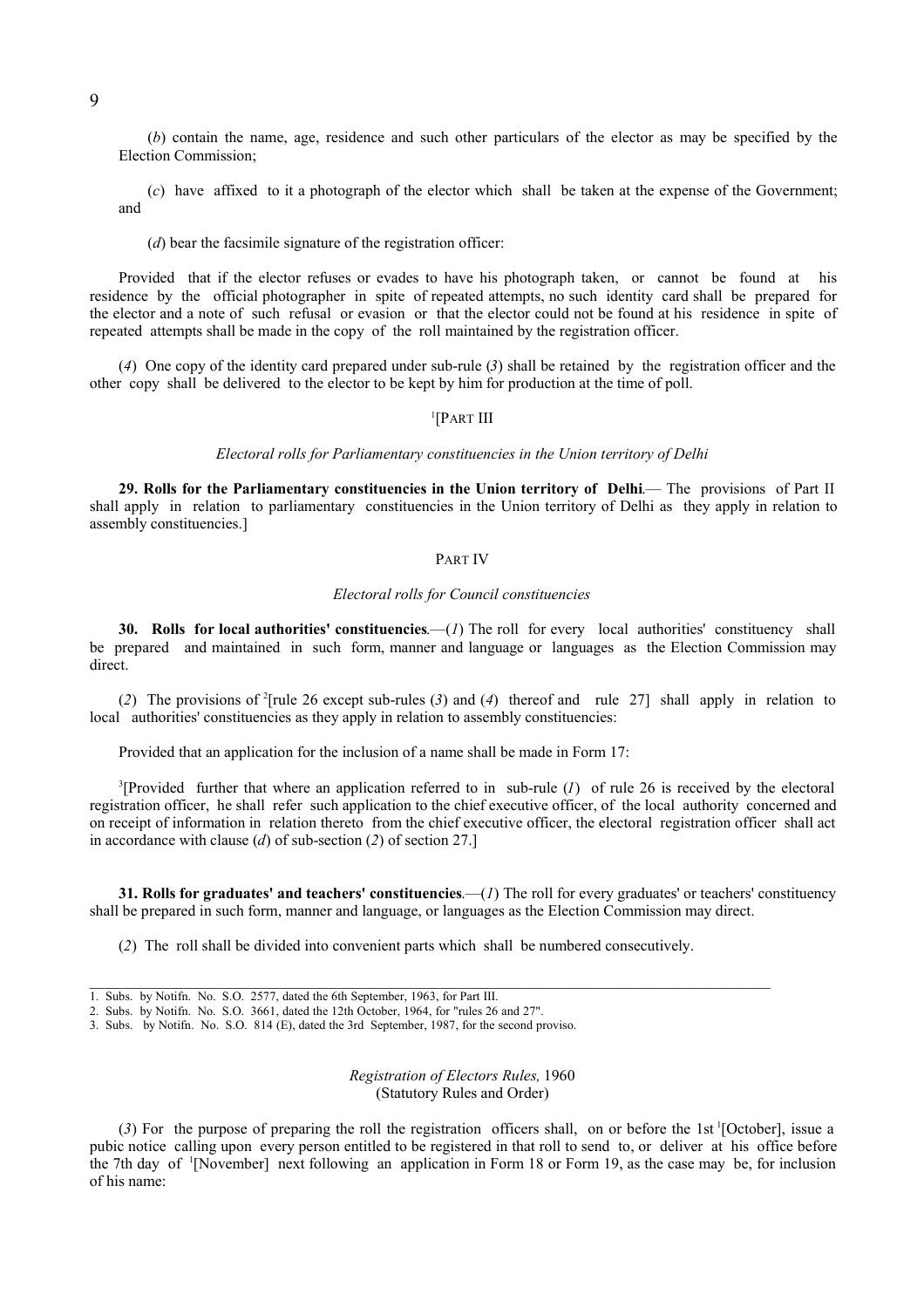(*b*) contain the name, age, residence and such other particulars of the elector as may be specified by the Election Commission;

(*c*) have affixed to it a photograph of the elector which shall be taken at the expense of the Government; and

(*d*) bear the facsimile signature of the registration officer:

Provided that if the elector refuses or evades to have his photograph taken, or cannot be found at his residence by the official photographer in spite of repeated attempts, no such identity card shall be prepared for the elector and a note of such refusal or evasion or that the elector could not be found at his residence in spite of repeated attempts shall be made in the copy of the roll maintained by the registration officer.

(*4*) One copy of the identity card prepared under sub-rule (*3*) shall be retained by the registration officer and the other copy shall be delivered to the elector to be kept by him for production at the time of poll.

[1][PART III

*Electoral rolls for Parliamentary constituencies in the Union territory of Delhi*

**29. Rolls for the Parliamentary constituencies in the Union territory of Delhi**.— The provisions of Part II shall apply in relation to parliamentary constituencies in the Union territory of Delhi as they apply in relation to assembly constituencies.]

PART IV

*Electoral rolls for Council constituencies*

**30. Rolls for local authorities' constituencies**.—(*1*) The roll for every local authorities' constituency shall be prepared and maintained in such form, manner and language or languages as the Election Commission may direct.

(*2*) The provisions of [2][rule 26 except sub-rules (*3*) and (*4*) thereof and rule 27] shall apply in relation to local authorities' constituencies as they apply in relation to assembly constituencies:

Provided that an application for the inclusion of a name shall be made in Form 17:

[3][Provided further that where an application referred to in sub-rule (*1*) of rule 26 is received by the electoral registration officer, he shall refer such application to the chief executive officer, of the local authority concerned and on receipt of information in relation thereto from the chief executive officer, the electoral registration officer shall act in accordance with clause (*d*) of sub-section (*2*) of section 27.]

**31. Rolls for graduates' and teachers' constituencies**.—(*1*) The roll for every graduates' or teachers' constituency shall be prepared in such form, manner and language, or languages as the Election Commission may direct.

(*2*) The roll shall be divided into convenient parts which shall be numbered consecutively.

---

1. Subs. by Notifn. No. S.O. 2577, dated the 6th September, 1963, for Part III.
2. Subs. by Notifn. No. S.O. 3661, dated the 12th October, 1964, for "rules 26 and 27".
3. Subs. by Notifn. No. S.O. 814 (E), dated the 3rd September, 1987, for the second proviso.

*Registration of Electors Rules,* 1960
(Statutory Rules and Order)

(*3*) For the purpose of preparing the roll the registration officers shall, on or before the 1st [1][October], issue a pubic notice calling upon every person entitled to be registered in that roll to send to, or deliver at his office before the 7th day of [1][November] next following an application in Form 18 or Form 19, as the case may be, for inclusion of his name: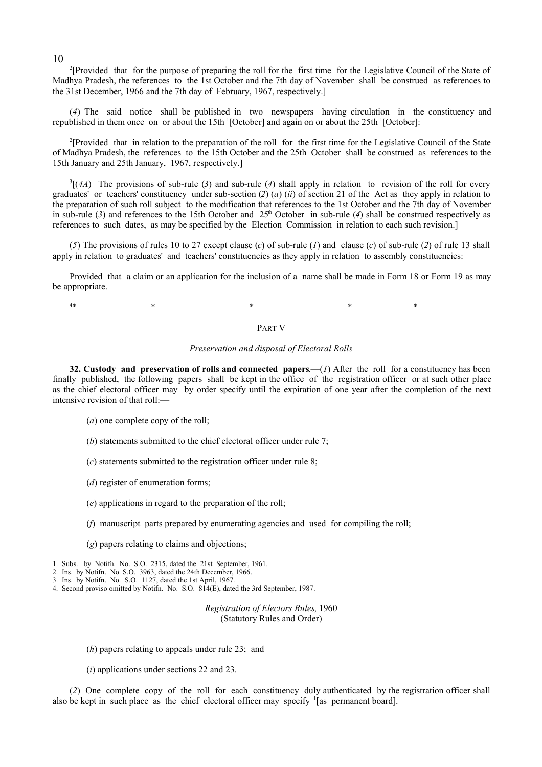[2][Provided that for the purpose of preparing the roll for the first time for the Legislative Council of the State of Madhya Pradesh, the references to the 1st October and the 7th day of November shall be construed as references to the 31st December, 1966 and the 7th day of February, 1967, respectively.]

(*4*) The said notice shall be published in two newspapers having circulation in the constituency and republished in them once on or about the 15th [1][October] and again on or about the 25th [1][October]:

[2][Provided that in relation to the preparation of the roll for the first time for the Legislative Council of the State of Madhya Pradesh, the references to the 15th October and the 25th October shall be construed as references to the 15th January and 25th January, 1967, respectively.]

[3][(*4A*) The provisions of sub-rule (*3*) and sub-rule (*4*) shall apply in relation to revision of the roll for every graduates' or teachers' constituency under sub-section (*2*) (*a*) (*ii*) of section 21 of the Act as they apply in relation to the preparation of such roll subject to the modification that references to the 1st October and the 7th day of November in sub-rule (*3*) and references to the 15th October and 25th October in sub-rule (*4*) shall be construed respectively as references to such dates, as may be specified by the Election Commission in relation to each such revision.]

(*5*) The provisions of rules 10 to 27 except clause (*c*) of sub-rule (*1*) and clause (*c*) of sub-rule (*2*) of rule 13 shall apply in relation to graduates' and teachers' constituencies as they apply in relation to assembly constituencies:

Provided that a claim or an application for the inclusion of a name shall be made in Form 18 or Form 19 as may be appropriate.

[4]* * * * *

## PART V

### *Preservation and disposal of Electoral Rolls*

**32. Custody and preservation of rolls and connected papers**.—(*1*) After the roll for a constituency has been finally published, the following papers shall be kept in the office of the registration officer or at such other place as the chief electoral officer may by order specify until the expiration of one year after the completion of the next intensive revision of that roll:—

(*a*) one complete copy of the roll;

(*b*) statements submitted to the chief electoral officer under rule 7;

(*c*) statements submitted to the registration officer under rule 8;

(*d*) register of enumeration forms;

(*e*) applications in regard to the preparation of the roll;

(*f*) manuscript parts prepared by enumerating agencies and used for compiling the roll;

(*g*) papers relating to claims and objections;

---

1. Subs. by Notifn. No. S.O. 2315, dated the 21st September, 1961.
2. Ins. by Notifn. No. S.O. 3963, dated the 24th December, 1966.
3. Ins. by Notifn. No. S.O. 1127, dated the 1st April, 1967.
4. Second proviso omitted by Notifn. No. S.O. 814(E), dated the 3rd September, 1987.

(*h*) papers relating to appeals under rule 23; and

(*i*) applications under sections 22 and 23.

(*2*) One complete copy of the roll for each constituency duly authenticated by the registration officer shall also be kept in such place as the chief electoral officer may specify [1][as permanent board].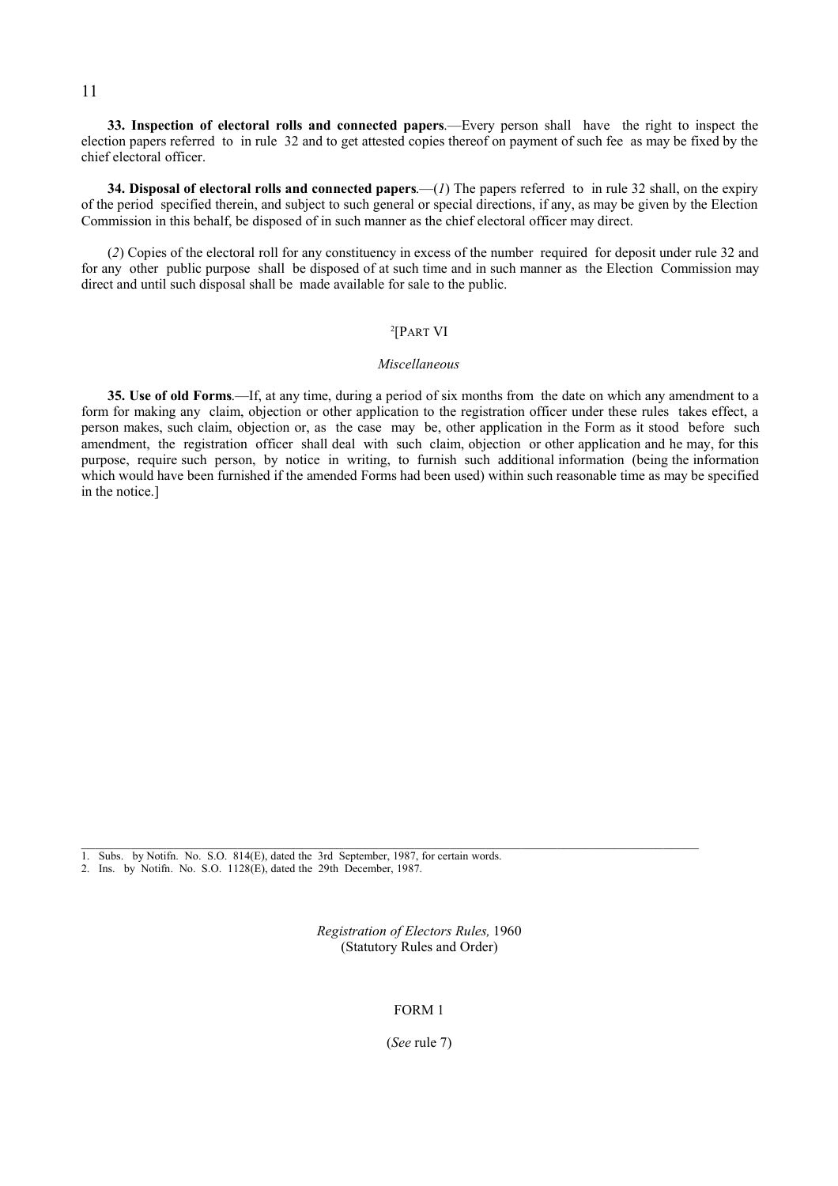**33. Inspection of electoral rolls and connected papers**.—Every person shall have the right to inspect the election papers referred to in rule 32 and to get attested copies thereof on payment of such fee as may be fixed by the chief electoral officer.

**34. Disposal of electoral rolls and connected papers**.—(*1*) The papers referred to in rule 32 shall, on the expiry of the period specified therein, and subject to such general or special directions, if any, as may be given by the Election Commission in this behalf, be disposed of in such manner as the chief electoral officer may direct.

(*2*) Copies of the electoral roll for any constituency in excess of the number required for deposit under rule 32 and for any other public purpose shall be disposed of at such time and in such manner as the Election Commission may direct and until such disposal shall be made available for sale to the public.

[2][PART VI

*Miscellaneous*

**35. Use of old Forms**.—If, at any time, during a period of six months from the date on which any amendment to a form for making any claim, objection or other application to the registration officer under these rules takes effect, a person makes, such claim, objection or, as the case may be, other application in the Form as it stood before such amendment, the registration officer shall deal with such claim, objection or other application and he may, for this purpose, require such person, by notice in writing, to furnish such additional information (being the information which would have been furnished if the amended Forms had been used) within such reasonable time as may be specified in the notice.]

---

1. Subs. by Notifn. No. S.O. 814(E), dated the 3rd September, 1987, for certain words.
2. Ins. by Notifn. No. S.O. 1128(E), dated the 29th December, 1987.

*Registration of Electors Rules,* 1960
(Statutory Rules and Order)

FORM 1

(*See* rule 7)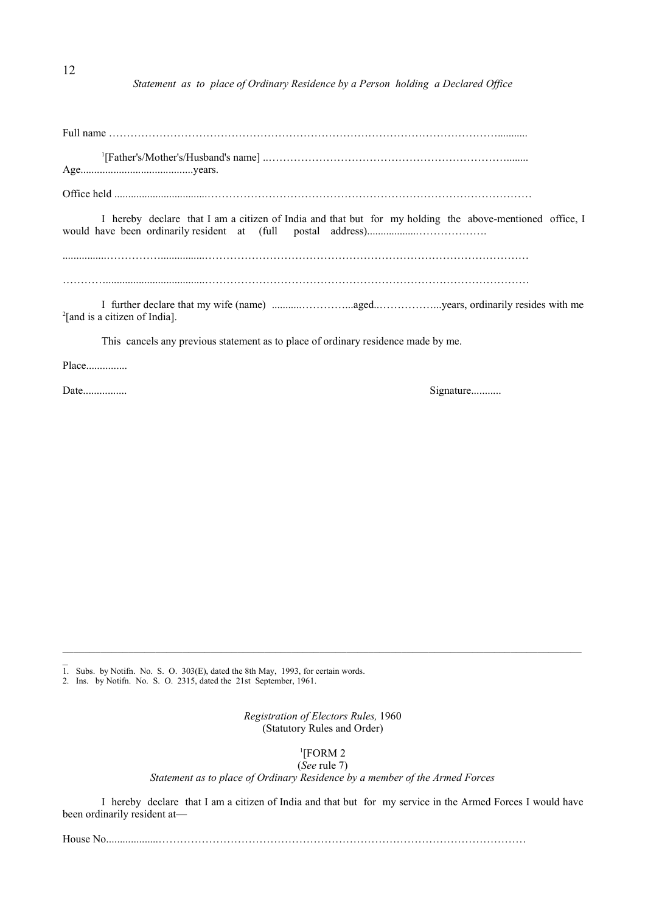*Statement as to place of Ordinary Residence by a Person holding a Declared Office*

Full name ……………………………………………………………………………………………………...........

[1][Father's/Mother's/Husband's name] ..……………………………………………………………........
Age.........................................years.

Office held ..................................………………………………………………………………………………

I hereby declare that I am a citizen of India and that but for my holding the above-mentioned office, I would have been ordinarily resident at (full postal address)...................……………….

................……………..................………………………………………………………………………………

…………......................................………………………………………………………………………………

I further declare that my wife (name) ...........…………...aged..……………...years, ordinarily resides with me [2][and is a citizen of India].

This cancels any previous statement as to place of ordinary residence made by me.

Place...............

Date................ Signature...........

---

1. Subs. by Notifn. No. S. O. 303(E), dated the 8th May, 1993, for certain words.
2. Ins. by Notifn. No. S. O. 2315, dated the 21st September, 1961.

*Registration of Electors Rules,* 1960
(Statutory Rules and Order)

[1][FORM 2
(*See* rule 7)
*Statement as to place of Ordinary Residence by a member of the Armed Forces*

I hereby declare that I am a citizen of India and that but for my service in the Armed Forces I would have been ordinarily resident at—

House No....................…………………………………………………………………………………………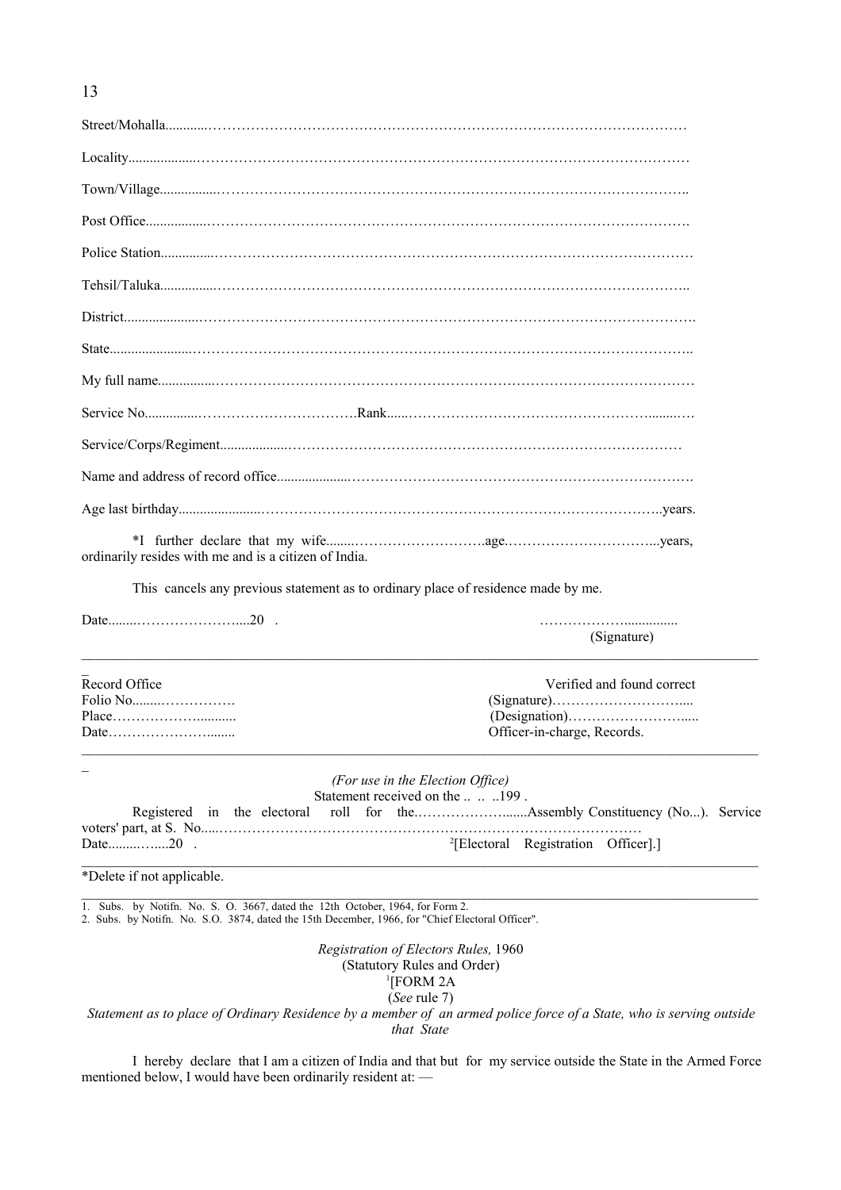Street/Mohalla...................................................................................................................

Locality...................................................................................................................

Town/Village...................................................................................................................

Post Office...................................................................................................................

Police Station...................................................................................................................

Tehsil/Taluka...................................................................................................................

District...................................................................................................................

State...................................................................................................................

My full name...................................................................................................................

Service No.................................................Rank..........................................................................

Service/Corps/Regiment...................................................................................................................

Name and address of record office...................................................................................................................

Age last birthday...................................................................................................................years.

*I further declare that my wife...........................................age...................................years, ordinarily resides with me and is a citizen of India.

This cancels any previous statement as to ordinary place of residence made by me.

Date..........................................20 .

...................................
(Signature)

---

Record Office
Folio No...................................
Place...................................
Date...................................

Verified and found correct
(Signature)...................................
(Designation)...................................
Officer-in-charge, Records.

---

*(For use in the Election Office)*

Statement received on the .. .. ..199 .

Registered in the electoral roll for the...................................Assembly Constituency (No...). Service voters' part, at S. No...................................................................................................

Date..................20 .

[2][Electoral Registration Officer].]

---

*Delete if not applicable.

---

1. Subs. by Notifn. No. S. O. 3667, dated the 12th October, 1964, for Form 2.
2. Subs. by Notifn. No. S.O. 3874, dated the 15th December, 1966, for "Chief Electoral Officer".

*Registration of Electors Rules,* 1960
(Statutory Rules and Order)

[1][FORM 2A

(*See* rule 7)

*Statement as to place of Ordinary Residence by a member of an armed police force of a State, who is serving outside that State*

I hereby declare that I am a citizen of India and that but for my service outside the State in the Armed Force mentioned below, I would have been ordinarily resident at: —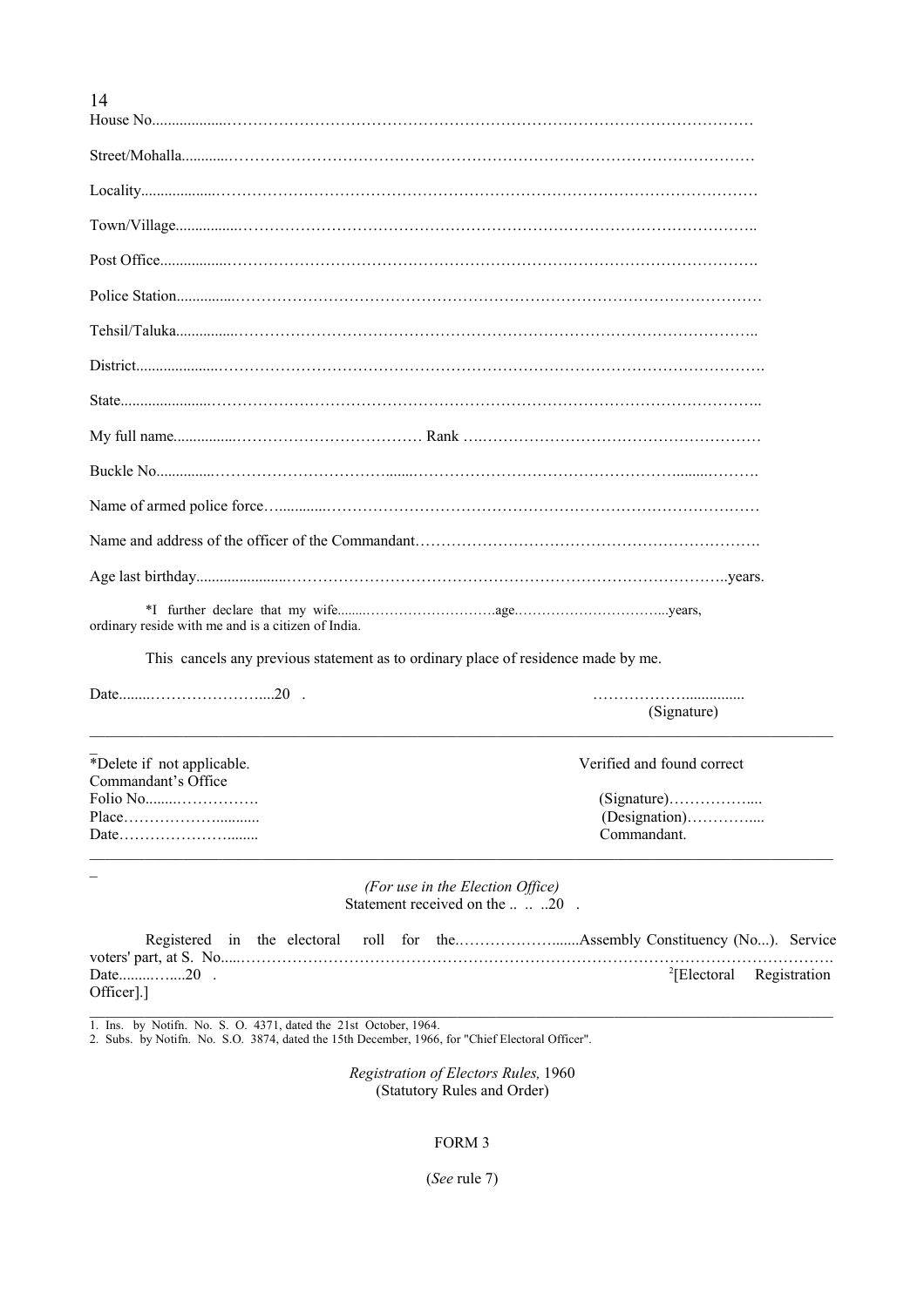House No....................……………………………………………………………………………………

Street/Mohalla.............……………………………………………………………………………………

Locality....................……………………………………………………………………………………

Town/Village.................……………………………………………………………………………………..

Post Office..................……………………………………………………………………………………….

Police Station................……………………………………………………………………………………

Tehsil/Taluka................……………………………………………………………………………………..

District.....................……………………………………………………………………………………….

State.......................……………………………………………………………………………………..

My full name................……………………………… Rank …………………………………………………

Buckle No...............……………………………........………………………………………………........……….

Name of armed police force…..............……………………………………………………………………………

Name and address of the officer of the Commandant………………………………………………………….

Age last birthday.......................………………………………………………………………………..years.

*I further declare that my wife.......……………………….age.……………………………...years, ordinary reside with me and is a citizen of India.

This cancels any previous statement as to ordinary place of residence made by me.

Date........…………………....20 .

……………….................
(Signature)

---

*Delete if not applicable.

Verified and found correct

Commandant's Office

Folio No........…………….

Place……………….........

Date………………….......

(Signature)……………....
(Designation)…………....
Commandant.

---

*(For use in the Election Office)*
Statement received on the .. .. ..20 .

Registered in the electoral roll for the.…………………......Assembly Constituency (No...). Service voters' part, at S. No.....…………………………………………………………………………………………….
Date........…....20 .

[2][Electoral Registration Officer].]

---

1. Ins. by Notifn. No. S. O. 4371, dated the 21st October, 1964.
2. Subs. by Notifn. No. S.O. 3874, dated the 15th December, 1966, for "Chief Electoral Officer".

*Registration of Electors Rules,* 1960
(Statutory Rules and Order)

FORM 3

(*See* rule 7)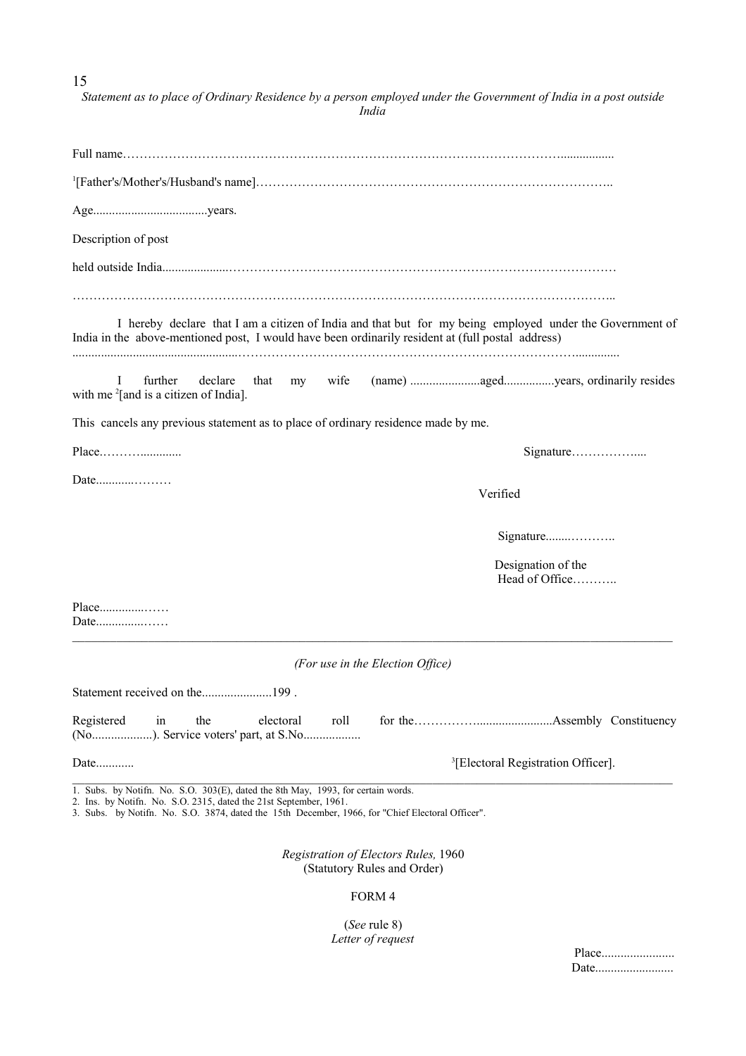*Statement as to place of Ordinary Residence by a person employed under the Government of India in a post outside India*

Full name……………………………………………………………………………………………….................

[1][Father's/Mother's/Husband's name]……………………………………………………………………………..

Age....................................years.

Description of post

held outside India.....................…………………………………………………………………………………

………………………………………………………………………………………………………………...

I hereby declare that I am a citizen of India and that but for my being employed under the Government of India in the above-mentioned post, I would have been ordinarily resident at (full postal address)

....................................................………………………………………………………………….............

I further declare that my wife (name) ......................aged................years, ordinarily resides with me [2][and is a citizen of India].

This cancels any previous statement as to place of ordinary residence made by me.

Place.……….............

Signature……………....

Date...........………

Verified

Signature.......………..

Designation of the Head of Office………..

Place..............……
Date...............……

---

*(For use in the Election Office)*

Statement received on the......................199 .

Registered in the electoral roll for the……………........................Assembly Constituency (No...................). Service voters' part, at S.No..................

Date............

[3][Electoral Registration Officer].

---

1. Subs. by Notifn. No. S.O. 303(E), dated the 8th May, 1993, for certain words.
2. Ins. by Notifn. No. S.O. 2315, dated the 21st September, 1961.
3. Subs. by Notifn. No. S.O. 3874, dated the 15th December, 1966, for "Chief Electoral Officer".

*Registration of Electors Rules,* 1960
(Statutory Rules and Order)

FORM 4

(*See* rule 8)
*Letter of request*

Place.......................
Date.........................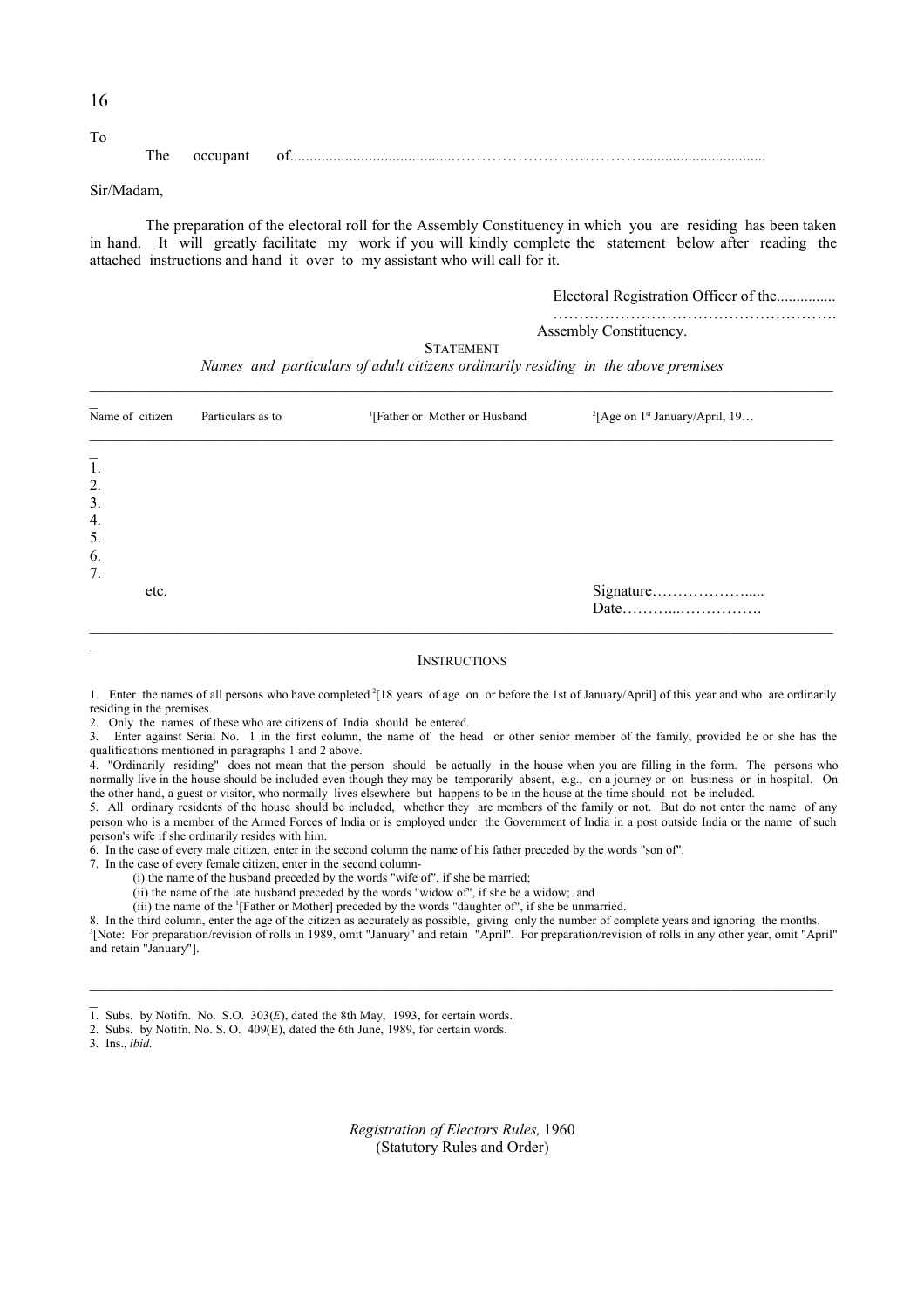To

The occupant of.........................................…………………………………...............................

Sir/Madam,

The preparation of the electoral roll for the Assembly Constituency in which you are residing has been taken in hand. It will greatly facilitate my work if you will kindly complete the statement below after reading the attached instructions and hand it over to my assistant who will call for it.

Electoral Registration Officer of the...............
……………………………………………….
Assembly Constituency.

STATEMENT

*Names and particulars of adult citizens ordinarily residing in the above premises*

| Name of citizen | Particulars as to | [1][Father or Mother or Husband | [2][Age on 1st January/April, 19… |
|---|---|---|---|
| 1. | | | |
| 2. | | | |
| 3. | | | |
| 4. | | | |
| 5. | | | |
| 6. | | | |
| 7. | | | |
| etc. | | | Signature……………….....<br>Date………..……………. |

INSTRUCTIONS

1. Enter the names of all persons who have completed [2][18 years of age on or before the 1st of January/April] of this year and who are ordinarily residing in the premises.
2. Only the names of these who are citizens of India should be entered.
3. Enter against Serial No. 1 in the first column, the name of the head or other senior member of the family, provided he or she has the qualifications mentioned in paragraphs 1 and 2 above.
4. "Ordinarily residing" does not mean that the person should be actually in the house when you are filling in the form. The persons who normally live in the house should be included even though they may be temporarily absent, e.g., on a journey or on business or in hospital. On the other hand, a guest or visitor, who normally lives elsewhere but happens to be in the house at the time should not be included.
5. All ordinary residents of the house should be included, whether they are members of the family or not. But do not enter the name of any person who is a member of the Armed Forces of India or is employed under the Government of India in a post outside India or the name of such person's wife if she ordinarily resides with him.
6. In the case of every male citizen, enter in the second column the name of his father preceded by the words "son of".
7. In the case of every female citizen, enter in the second column-
   (i) the name of the husband preceded by the words "wife of", if she be married;
   (ii) the name of the late husband preceded by the words "widow of", if she be a widow; and
   (iii) the name of the [1][Father or Mother] preceded by the words "daughter of", if she be unmarried.
8. In the third column, enter the age of the citizen as accurately as possible, giving only the number of complete years and ignoring the months.

[3][Note: For preparation/revision of rolls in 1989, omit "January" and retain "April". For preparation/revision of rolls in any other year, omit "April" and retain "January"].

1. Subs. by Notifn. No. S.O. 303(*E*), dated the 8th May, 1993, for certain words.
2. Subs. by Notifn. No. S. O. 409(E), dated the 6th June, 1989, for certain words.
3. Ins., *ibid.*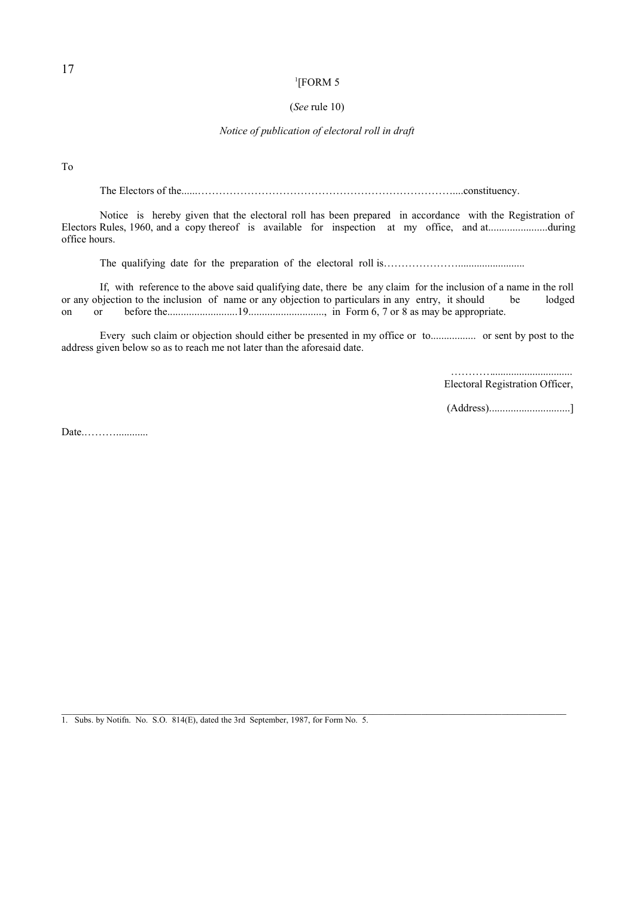[1][FORM 5

(*See* rule 10)

*Notice of publication of electoral roll in draft*

To

The Electors of the......…………………………………………………………………....constituency.

Notice is hereby given that the electoral roll has been prepared in accordance with the Registration of Electors Rules, 1960, and a copy thereof is available for inspection at my office, and at......................during office hours.

The qualifying date for the preparation of the electoral roll is…………………........................

If, with reference to the above said qualifying date, there be any claim for the inclusion of a name in the roll or any objection to the inclusion of name or any objection to particulars in any entry, it should be lodged on or before the..........................19............................, in Form 6, 7 or 8 as may be appropriate.

Every such claim or objection should either be presented in my office or to................. or sent by post to the address given below so as to reach me not later than the aforesaid date.

………..............................
Electoral Registration Officer,

(Address)..............................]

Date.………...........

---

1. Subs. by Notifn. No. S.O. 814(E), dated the 3rd September, 1987, for Form No. 5.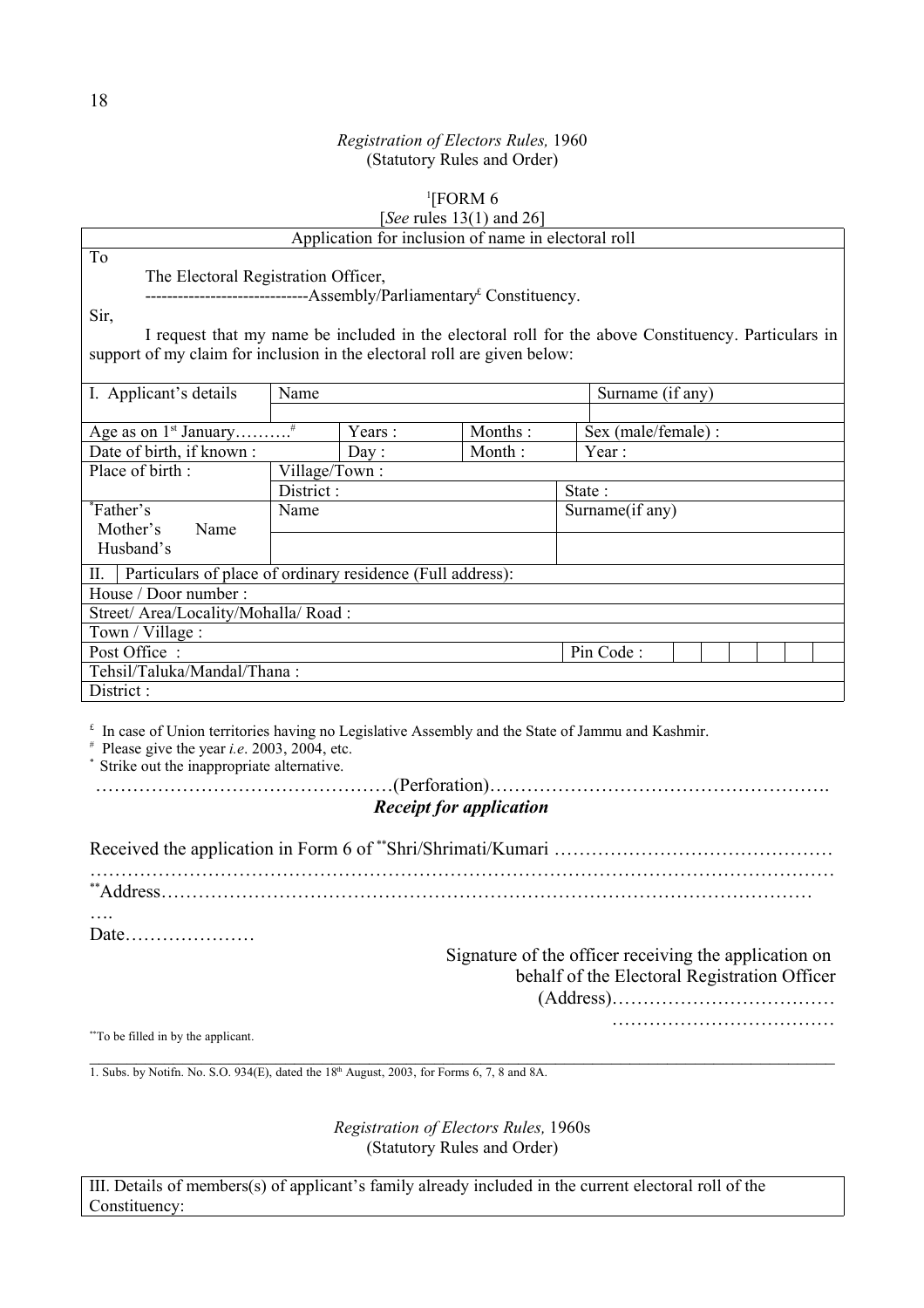*Registration of Electors Rules,* 1960
(Statutory Rules and Order)

[1][FORM 6

[*See* rules 13(1) and 26]

**Application for inclusion of name in electoral roll**

To

The Electoral Registration Officer,

-----------------------------Assembly/Parliamentary[£] Constituency.

Sir,

I request that my name be included in the electoral roll for the above Constituency. Particulars in support of my claim for inclusion in the electoral roll are given below:

| I. Applicant's details | Name | | | Surname (if any) |
|---|---|---|---|---|
| | | | | |
| Age as on 1st January……….[#] | | Years : | Months : | Sex (male/female) : |
| Date of birth, if known : | | Day : | Month : | Year : |
| Place of birth : | Village/Town : | | | |
| | District : | | | State : |
| [*]Father's / Mother's Name / Husband's | Name | | | Surname(if any) |
| | | | | |

| II. Particulars of place of ordinary residence (Full address): | |
|---|---|
| House / Door number : | |
| Street/ Area/Locality/Mohalla/ Road : | |
| Town / Village : | |
| Post Office : | Pin Code : |
| Tehsil/Taluka/Mandal/Thana : | |
| District : | |

[£] In case of Union territories having no Legislative Assembly and the State of Jammu and Kashmir.

[#] Please give the year *i.e*. 2003, 2004, etc.

[*] Strike out the inappropriate alternative.

…………………………………………(Perforation)……………………………………………….

***Receipt for application***

Received the application in Form 6 of [**]Shri/Shrimati/Kumari ………………………………………
…………………………………………………………………………………………………………
[**]Address…………………………………………………………………………………………
….
Date…………………

Signature of the officer receiving the application on behalf of the Electoral Registration Officer
(Address)………………………………
………………………………

[**]To be filled in by the applicant.

1. Subs. by Notifn. No. S.O. 934(E), dated the 18th August, 2003, for Forms 6, 7, 8 and 8A.

*Registration of Electors Rules,* 1960s
(Statutory Rules and Order)

| III. Details of members(s) of applicant's family already included in the current electoral roll of the Constituency: |
|---|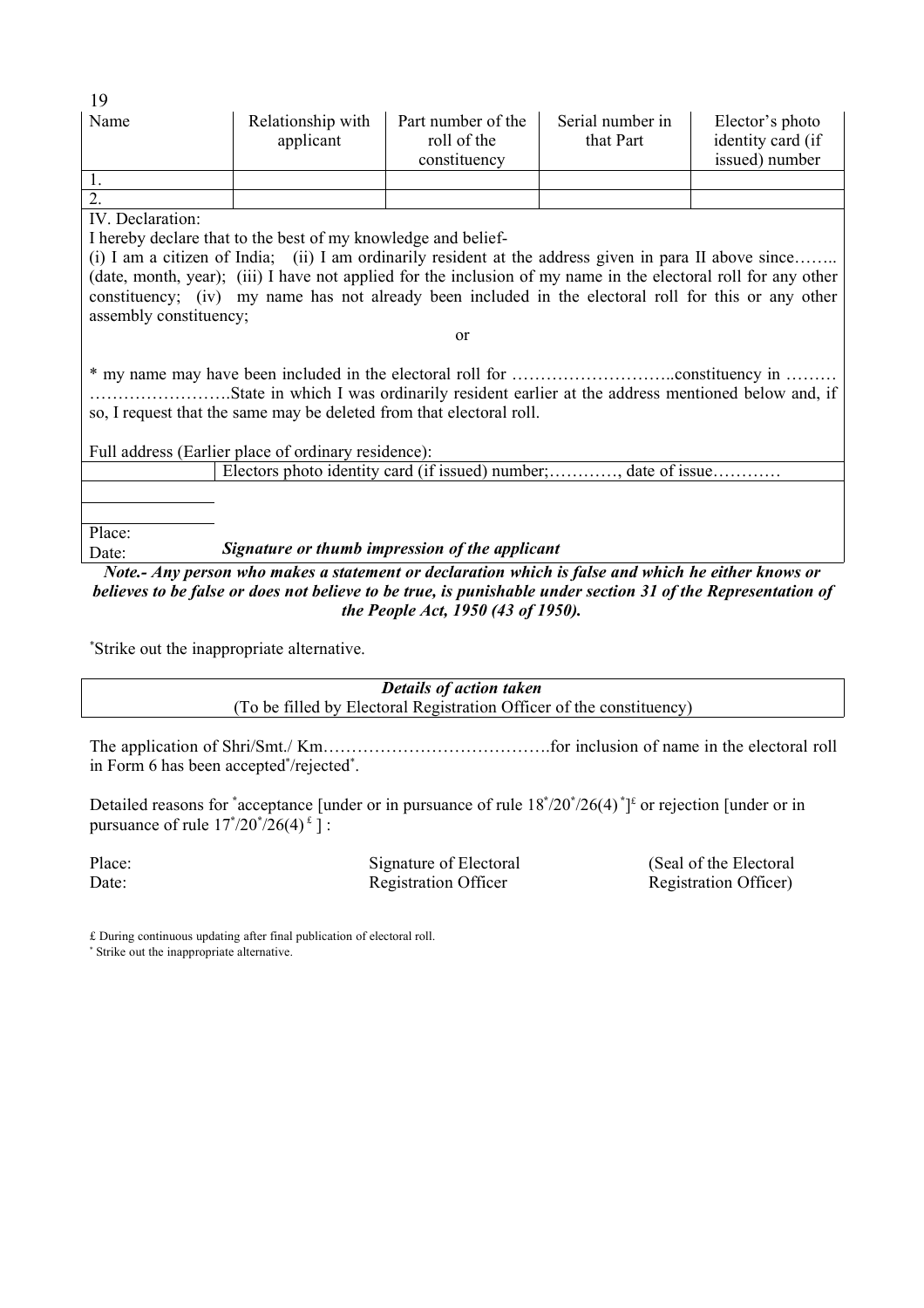| Name | Relationship with applicant | Part number of the roll of the constituency | Serial number in that Part | Elector's photo identity card (if issued) number |
|---|---|---|---|---|
| 1. | | | | |
| 2. | | | | |

IV. Declaration:

I hereby declare that to the best of my knowledge and belief-

(i) I am a citizen of India; (ii) I am ordinarily resident at the address given in para II above since…….. (date, month, year); (iii) I have not applied for the inclusion of my name in the electoral roll for any other constituency; (iv) my name has not already been included in the electoral roll for this or any other assembly constituency;

or

* my name may have been included in the electoral roll for ………………………..constituency in ……… …………………….State in which I was ordinarily resident earlier at the address mentioned below and, if so, I request that the same may be deleted from that electoral roll.

Full address (Earlier place of ordinary residence):

Electors photo identity card (if issued) number;…………, date of issue…………

Place:

Date: ***Signature or thumb impression of the applicant***

***Note.- Any person who makes a statement or declaration which is false and which he either knows or believes to be false or does not believe to be true, is punishable under section 31 of the Representation of the People Act, 1950 (43 of 1950).***

*Strike out the inappropriate alternative.

***Details of action taken***
(To be filled by Electoral Registration Officer of the constituency)

The application of Shri/Smt./ Km………………………………….for inclusion of name in the electoral roll in Form 6 has been accepted*/rejected*.

Detailed reasons for *acceptance [under or in pursuance of rule 18*/20*/26(4)*]£ or rejection [under or in pursuance of rule 17*/20*/26(4)£ ] :

| | | |
|---|---|---|
| Place: | Signature of Electoral | (Seal of the Electoral |
| Date: | Registration Officer | Registration Officer) |

£ During continuous updating after final publication of electoral roll.

* Strike out the inappropriate alternative.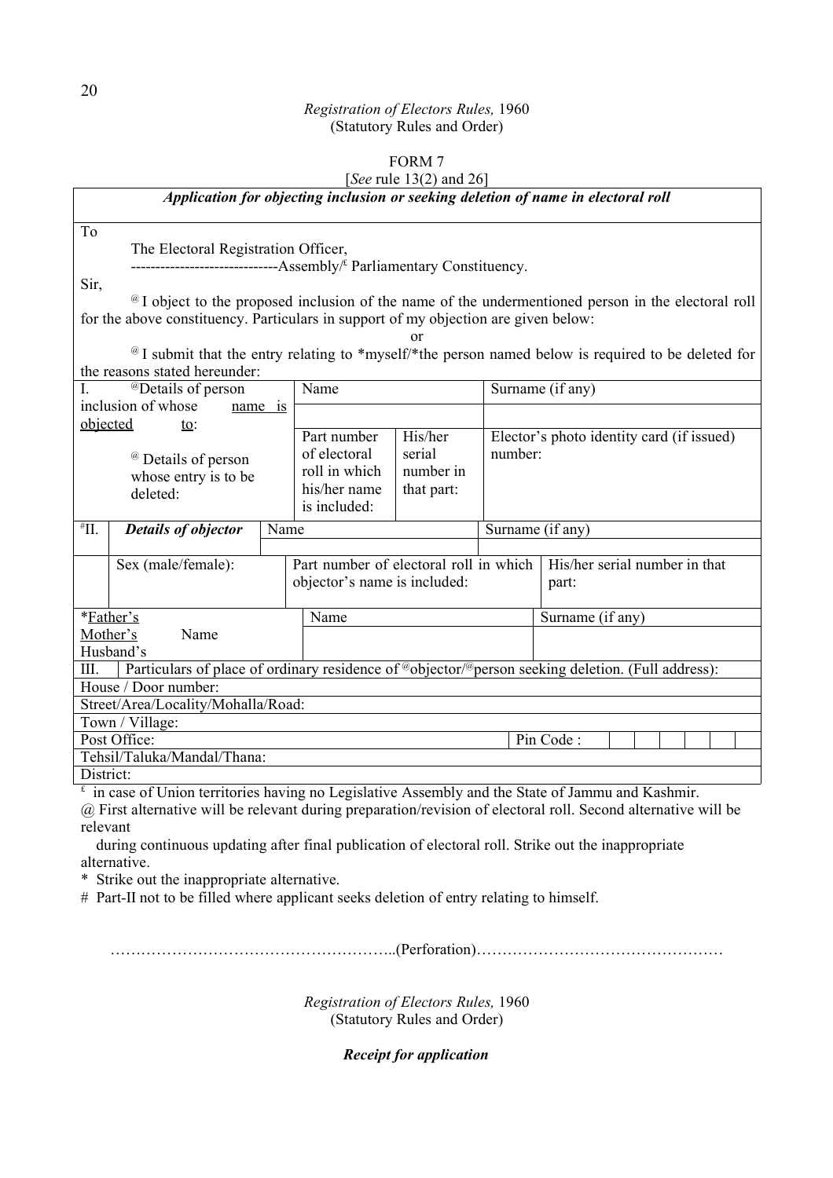*Registration of Electors Rules,* 1960
(Statutory Rules and Order)

FORM 7
[*See* rule 13(2) and 26]

***Application for objecting inclusion or seeking deletion of name in electoral roll***

To

The Electoral Registration Officer,
------------------------------Assembly/[£] Parliamentary Constituency.

Sir,

[@] I object to the proposed inclusion of the name of the undermentioned person in the electoral roll for the above constituency. Particulars in support of my objection are given below:

or

[@] I submit that the entry relating to *myself/*the person named below is required to be deleted for the reasons stated hereunder:

| | | | |
|---|---|---|---|
| I. [@]Details of person inclusion of whose name is objected to: / [@] Details of person whose entry is to be deleted: | Name | | Surname (if any) |
| | | | |
| | Part number of electoral roll in which his/her name is included: | His/her serial number in that part: | Elector's photo identity card (if issued) number: |

| | | | | |
|---|---|---|---|---|
| [#]II. | ***Details of objector*** | Name | | Surname (if any) |
| | | | | |
| | Sex (male/female): | | Part number of electoral roll in which objector's name is included: | His/her serial number in that part: |

| | | |
|---|---|---|
| *Father's / Mother's / Husband's Name | Name | Surname (if any) |
| | | |

| | |
|---|---|
| III. Particulars of place of ordinary residence of [@]objector/[@]person seeking deletion. (Full address): | |
| House / Door number: | |
| Street/Area/Locality/Mohalla/Road: | |
| Town / Village: | |
| Post Office: | Pin Code : |
| Tehsil/Taluka/Mandal/Thana: | |
| District: | |

[£] in case of Union territories having no Legislative Assembly and the State of Jammu and Kashmir.

@ First alternative will be relevant during preparation/revision of electoral roll. Second alternative will be relevant during continuous updating after final publication of electoral roll. Strike out the inappropriate alternative.

\* Strike out the inappropriate alternative.

\# Part-II not to be filled where applicant seeks deletion of entry relating to himself.

……………………………………………..(Perforation)…………………………………………

*Registration of Electors Rules,* 1960
(Statutory Rules and Order)

***Receipt for application***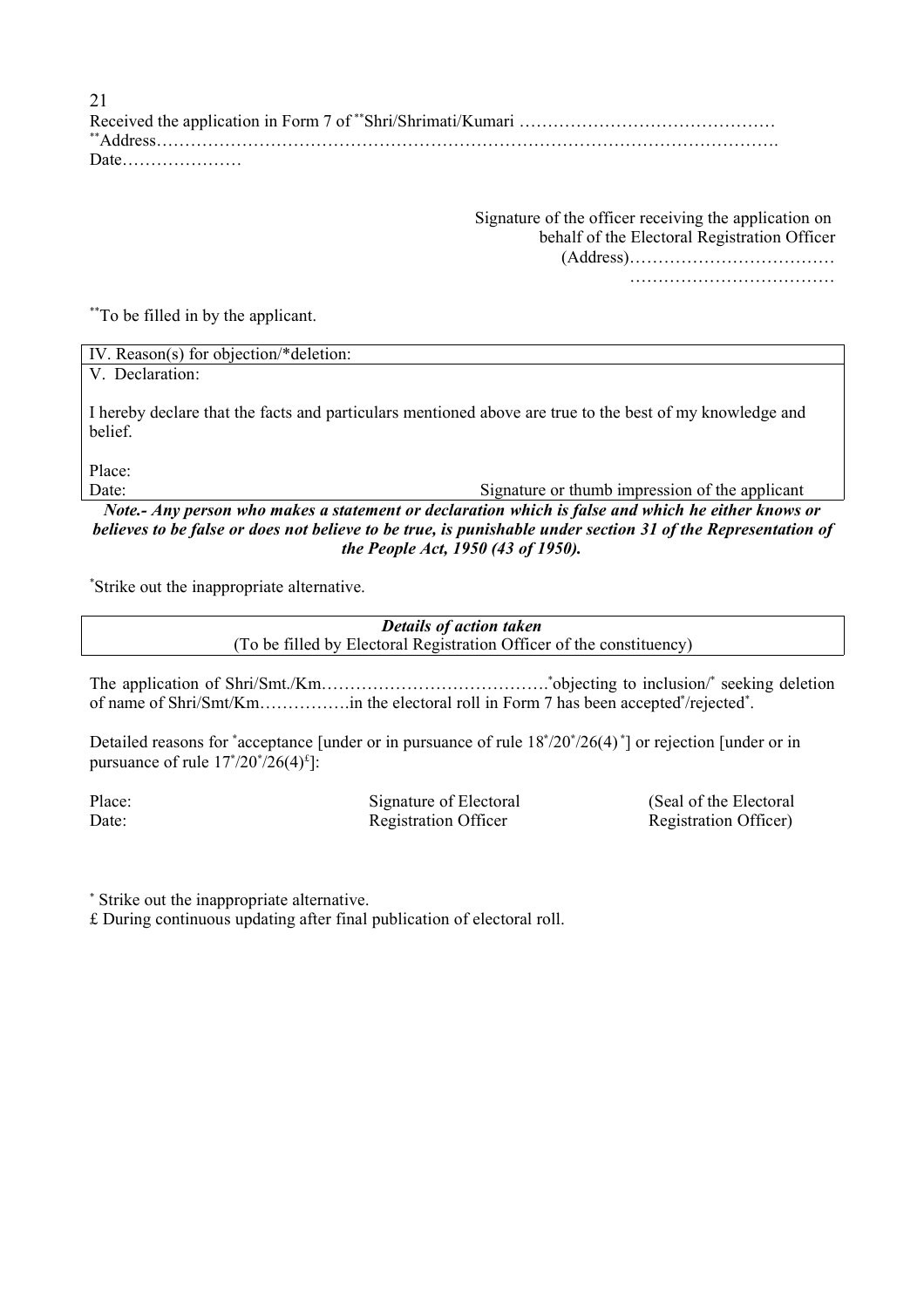Received the application in Form 7 of **Shri/Shrimati/Kumari ………………………………………
**Address……………………………………………………………………………………………….
Date…………………

Signature of the officer receiving the application on behalf of the Electoral Registration Officer
(Address)………………………………
………………………………

**To be filled in by the applicant.

| IV. Reason(s) for objection/*deletion: |
|---|
| V. Declaration:<br><br>I hereby declare that the facts and particulars mentioned above are true to the best of my knowledge and belief.<br><br>Place:<br>Date: Signature or thumb impression of the applicant |

***Note.- Any person who makes a statement or declaration which is false and which he either knows or believes to be false or does not believe to be true, is punishable under section 31 of the Representation of the People Act, 1950 (43 of 1950).***

*Strike out the inappropriate alternative.

| ***Details of action taken***<br>(To be filled by Electoral Registration Officer of the constituency) |
|---|

The application of Shri/Smt./Km………………………………….*objecting to inclusion/* seeking deletion of name of Shri/Smt/Km…………….in the electoral roll in Form 7 has been accepted*/rejected*.

Detailed reasons for *acceptance [under or in pursuance of rule 18*/20*/26(4)*] or rejection [under or in pursuance of rule 17*/20*/26(4)£]:

| Place: | Signature of Electoral | (Seal of the Electoral |
|---|---|---|
| Date: | Registration Officer | Registration Officer) |

* Strike out the inappropriate alternative.

£ During continuous updating after final publication of electoral roll.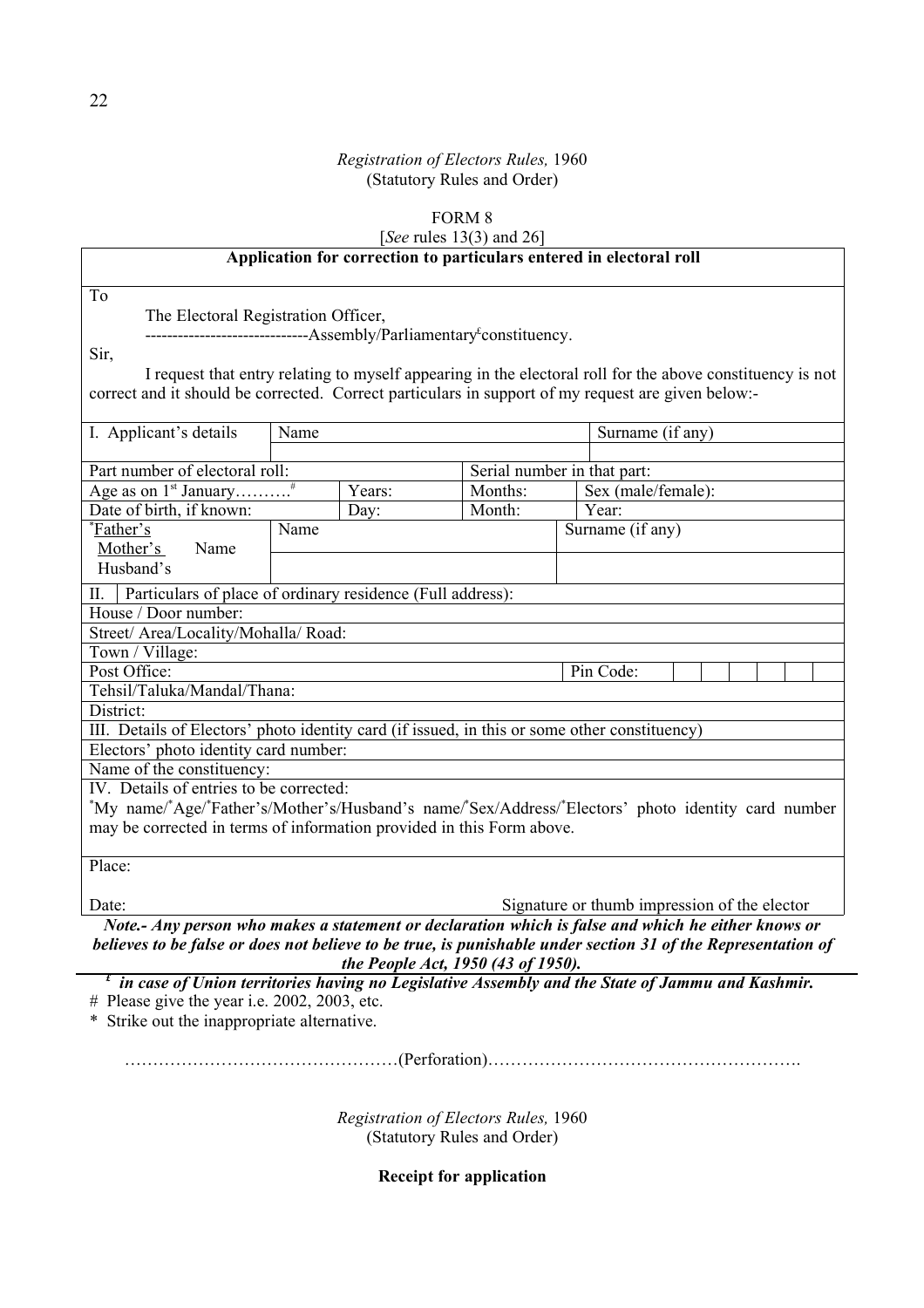*Registration of Electors Rules,* 1960
(Statutory Rules and Order)

FORM 8
[*See* rules 13(3) and 26]

**Application for correction to particulars entered in electoral roll**

To

The Electoral Registration Officer,
-----------------------------Assembly/Parliamentary[£]constituency.

Sir,

I request that entry relating to myself appearing in the electoral roll for the above constituency is not correct and it should be corrected. Correct particulars in support of my request are given below:-

| I. Applicant's details | Name | | | Surname (if any) |
|---|---|---|---|---|
| | | | | |
| Part number of electoral roll: | | | Serial number in that part: | |
| Age as on 1st January……….# | Years: | | Months: | Sex (male/female): |
| Date of birth, if known: | Day: | | Month: | Year: |
| *Father's / Mother's / Husband's Name | Name | | | Surname (if any) |
| | | | | |

| II. Particulars of place of ordinary residence (Full address): | |
|---|---|
| House / Door number: | |
| Street/ Area/Locality/Mohalla/ Road: | |
| Town / Village: | |
| Post Office: | Pin Code: |
| Tehsil/Taluka/Mandal/Thana: | |
| District: | |

| III. Details of Electors' photo identity card (if issued, in this or some other constituency) |
|---|
| Electors' photo identity card number: |
| Name of the constituency: |

IV. Details of entries to be corrected:

*My name/*Age/*Father's/Mother's/Husband's name/*Sex/Address/*Electors' photo identity card number may be corrected in terms of information provided in this Form above.

Place:

Date: Signature or thumb impression of the elector

***Note.- Any person who makes a statement or declaration which is false and which he either knows or believes to be false or does not believe to be true, is punishable under section 31 of the Representation of the People Act, 1950 (43 of 1950).***

***£ in case of Union territories having no Legislative Assembly and the State of Jammu and Kashmir.***

\# Please give the year i.e. 2002, 2003, etc.

\* Strike out the inappropriate alternative.

…………………………………………(Perforation)……………………………………………….

*Registration of Electors Rules,* 1960
(Statutory Rules and Order)

**Receipt for application**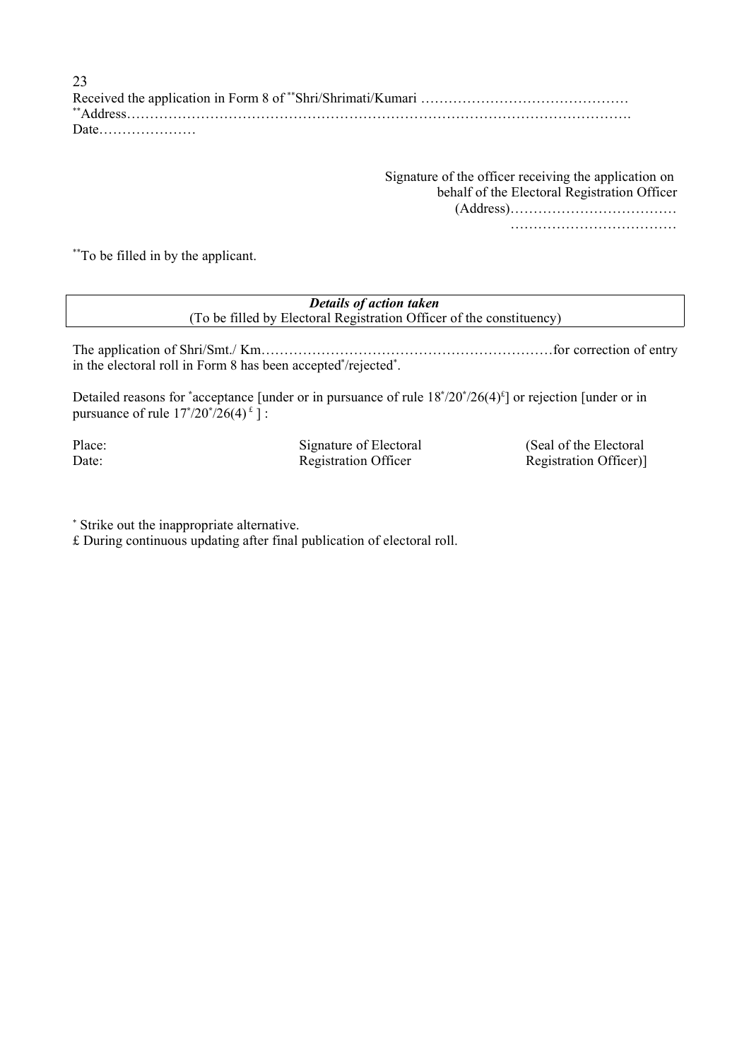Received the application in Form 8 of **Shri/Shrimati/Kumari ………………………………………
**Address……………………………………………………………………………………………….
Date…………………

Signature of the officer receiving the application on behalf of the Electoral Registration Officer
(Address)………………………………
………………………………

**To be filled in by the applicant.

| ***Details of action taken*** (To be filled by Electoral Registration Officer of the constituency) |
|---|

The application of Shri/Smt./ Km………………………………………………………for correction of entry in the electoral roll in Form 8 has been accepted*/rejected*.

Detailed reasons for *acceptance [under or in pursuance of rule 18*/20*/26(4)£] or rejection [under or in pursuance of rule 17*/20*/26(4)£ ] :

| | | |
|---|---|---|
| Place: | Signature of Electoral | (Seal of the Electoral |
| Date: | Registration Officer | Registration Officer)] |

* Strike out the inappropriate alternative.
£ During continuous updating after final publication of electoral roll.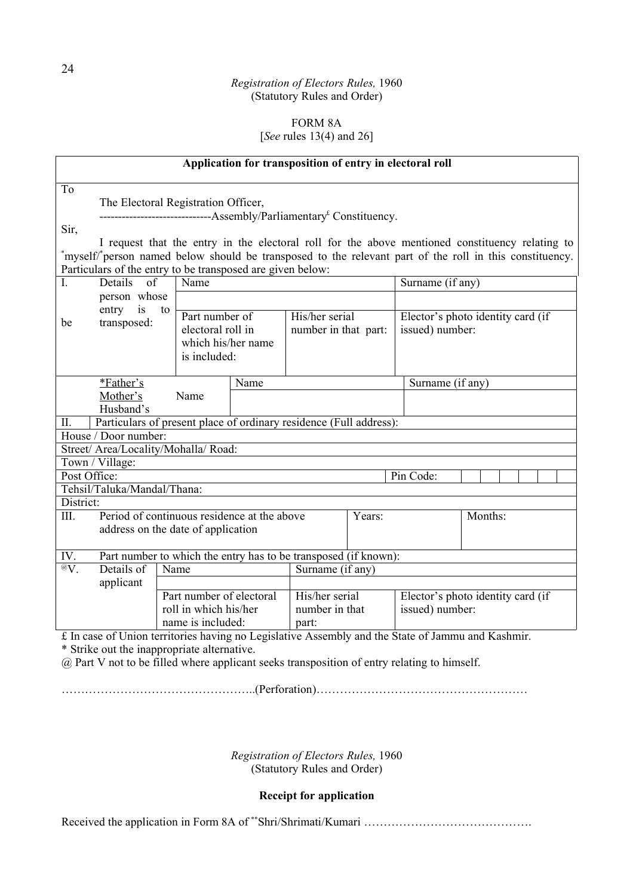*Registration of Electors Rules,* 1960
(Statutory Rules and Order)

FORM 8A
[*See* rules 13(4) and 26]

**Application for transposition of entry in electoral roll**

To
The Electoral Registration Officer,
------------------------------Assembly/Parliamentary£ Constituency.

Sir,

I request that the entry in the electoral roll for the above mentioned constituency relating to *myself/*person named below should be transposed to the relevant part of the roll in this constituency. Particulars of the entry to be transposed are given below:

| | | | | | | |
|---|---|---|---|---|---|---|
| I. | Details of person whose entry is to be transposed: | Name | | | Surname (if any) | |
| | | | | | | |
| | | Part number of electoral roll in which his/her name is included: | | His/her serial number in that part: | Elector's photo identity card (if issued) number: | |
| | *Father's / Mother's / Husband's Name | | Name | | Surname (if any) | |
| | | | | | | |
| II. | Particulars of present place of ordinary residence (Full address): | | | | | |
| House / Door number: | | | | | | |
| Street/ Area/Locality/Mohalla/ Road: | | | | | | |
| Town / Village: | | | | | | |
| Post Office: | | | | | Pin Code: | |
| Tehsil/Taluka/Mandal/Thana: | | | | | | |
| District: | | | | | | |
| III. | Period of continuous residence at the above address on the date of application | | | Years: | | Months: |
| IV. | Part number to which the entry has to be transposed (if known): | | | | | |
| @V. | Details of applicant | Name | | Surname (if any) | | |
| | | | | | | |
| | | Part number of electoral roll in which his/her name is included: | | His/her serial number in that part: | Elector's photo identity card (if issued) number: | |

£ In case of Union territories having no Legislative Assembly and the State of Jammu and Kashmir.
* Strike out the inappropriate alternative.
@ Part V not to be filled where applicant seeks transposition of entry relating to himself.

…………………………………………..(Perforation)………………………………………………

*Registration of Electors Rules,* 1960
(Statutory Rules and Order)

**Receipt for application**

Received the application in Form 8A of **Shri/Shrimati/Kumari …………………………………….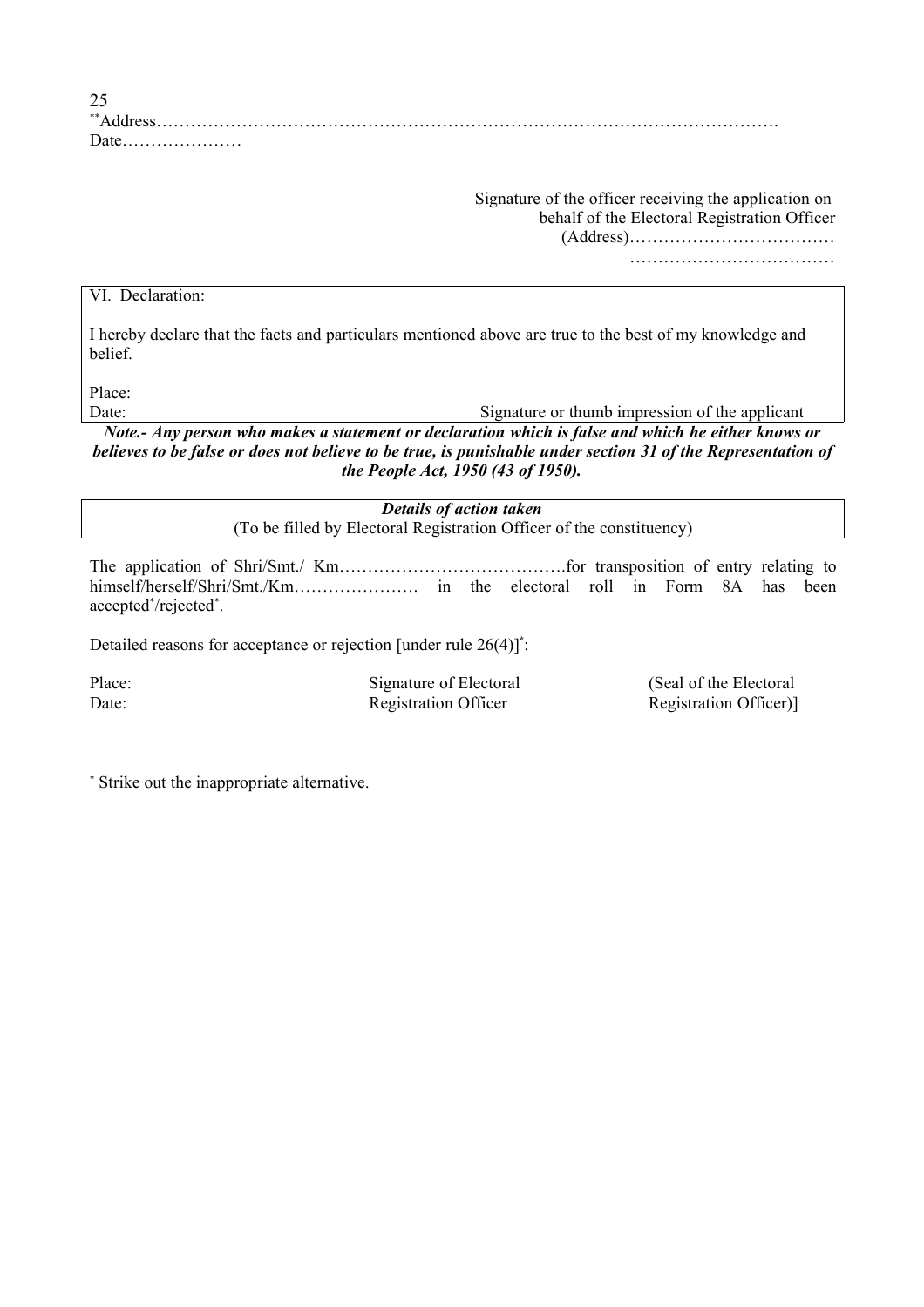[**]Address…………………………………………………………………………………………………….
Date…………………

Signature of the officer receiving the application on behalf of the Electoral Registration Officer
(Address)………………………………
………………………………

VI. Declaration:

I hereby declare that the facts and particulars mentioned above are true to the best of my knowledge and belief.

Place:
Date: Signature or thumb impression of the applicant

***Note.- Any person who makes a statement or declaration which is false and which he either knows or believes to be false or does not believe to be true, is punishable under section 31 of the Representation of the People Act, 1950 (43 of 1950).***

***Details of action taken***
(To be filled by Electoral Registration Officer of the constituency)

The application of Shri/Smt./ Km…………………………………for transposition of entry relating to himself/herself/Shri/Smt./Km…………………. in the electoral roll in Form 8A has been accepted[*]/rejected[*].

Detailed reasons for acceptance or rejection [under rule 26(4)][*]:

| Place: | Signature of Electoral | (Seal of the Electoral |
|---|---|---|
| Date: | Registration Officer | Registration Officer)] |

[*] Strike out the inappropriate alternative.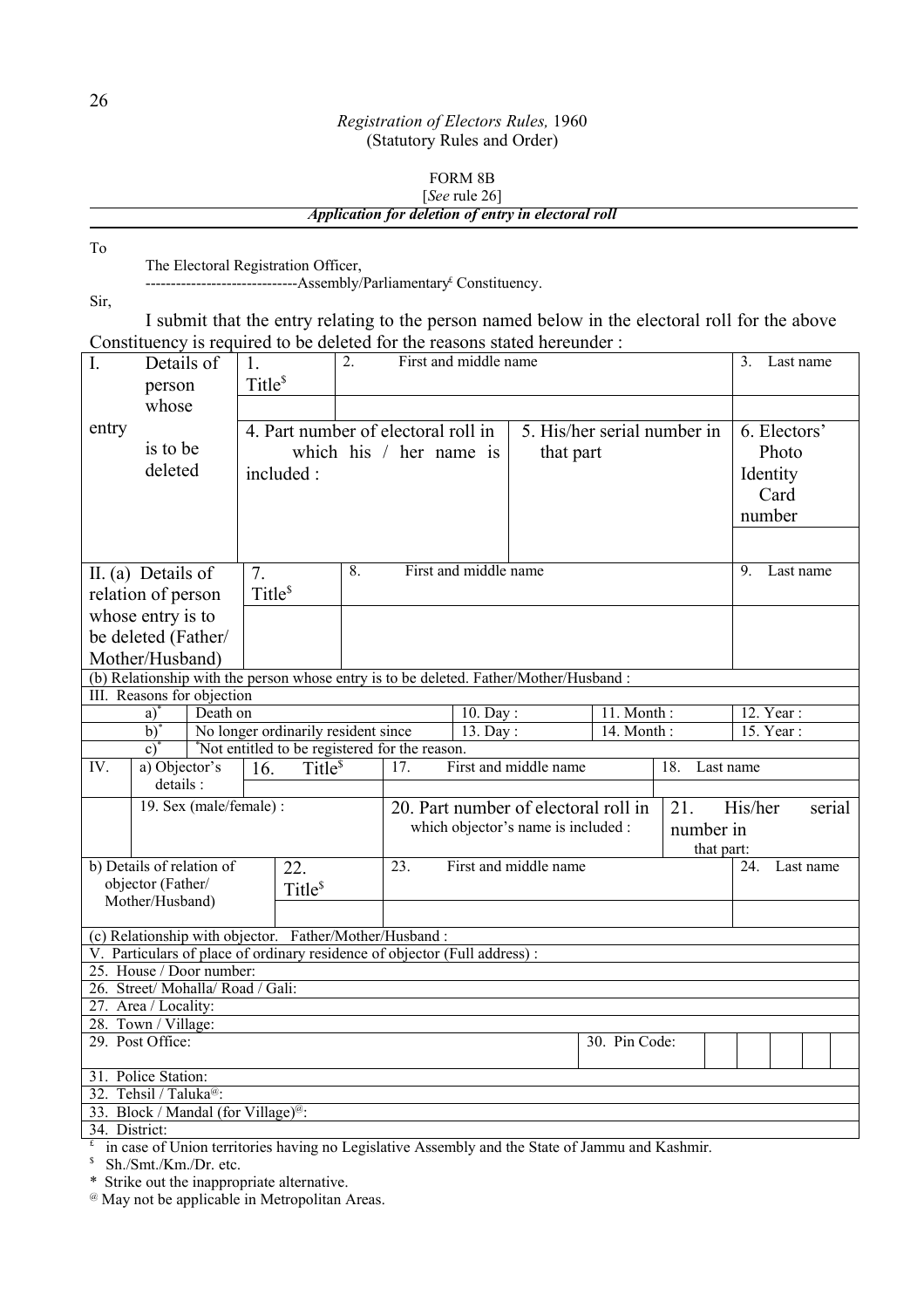*Registration of Electors Rules,* 1960
(Statutory Rules and Order)

FORM 8B
[*See* rule 26]

***Application for deletion of entry in electoral roll***

To

The Electoral Registration Officer,
------------------------------Assembly/Parliamentary£ Constituency.

Sir,

I submit that the entry relating to the person named below in the electoral roll for the above Constituency is required to be deleted for the reasons stated hereunder :

| I. Details of person whose entry is to be deleted | 1. Title$ | 2. First and middle name | | 3. Last name |
|---|---|---|---|---|
| | | | | |
| | 4. Part number of electoral roll in which his / her name is included : | | 5. His/her serial number in that part | 6. Electors' Photo Identity Card number |
| | | | | |

| II. (a) Details of relation of person whose entry is to be deleted (Father/ Mother/Husband) | 7. Title$ | 8. First and middle name | 9. Last name |
|---|---|---|---|
| | | | |

(b) Relationship with the person whose entry is to be deleted. Father/Mother/Husband :

III. Reasons for objection

| | | | | |
|---|---|---|---|---|
| a)* | Death on | 10. Day : | 11. Month : | 12. Year : |
| b)* | No longer ordinarily resident since | 13. Day : | 14. Month : | 15. Year : |
| c)* | *Not entitled to be registered for the reason. | | | |

| IV. | a) Objector's details : | 16. Title$ | 17. First and middle name | 18. Last name |
|---|---|---|---|---|
| | | | | |
| | 19. Sex (male/female) : | | 20. Part number of electoral roll in which objector's name is included : | 21. His/her serial number in that part: |

| b) Details of relation of objector (Father/ Mother/Husband) | 22. Title$ | 23. First and middle name | 24. Last name |
|---|---|---|---|
| | | | |

(c) Relationship with objector. Father/Mother/Husband :

V. Particulars of place of ordinary residence of objector (Full address) :

25. House / Door number:

26. Street/ Mohalla/ Road / Gali:

27. Area / Locality:

28. Town / Village:

29. Post Office: | 30. Pin Code:

31. Police Station:

32. Tehsil / Taluka@:

33. Block / Mandal (for Village)@:

34. District:

£ in case of Union territories having no Legislative Assembly and the State of Jammu and Kashmir.

$ Sh./Smt./Km./Dr. etc.

\* Strike out the inappropriate alternative.

@ May not be applicable in Metropolitan Areas.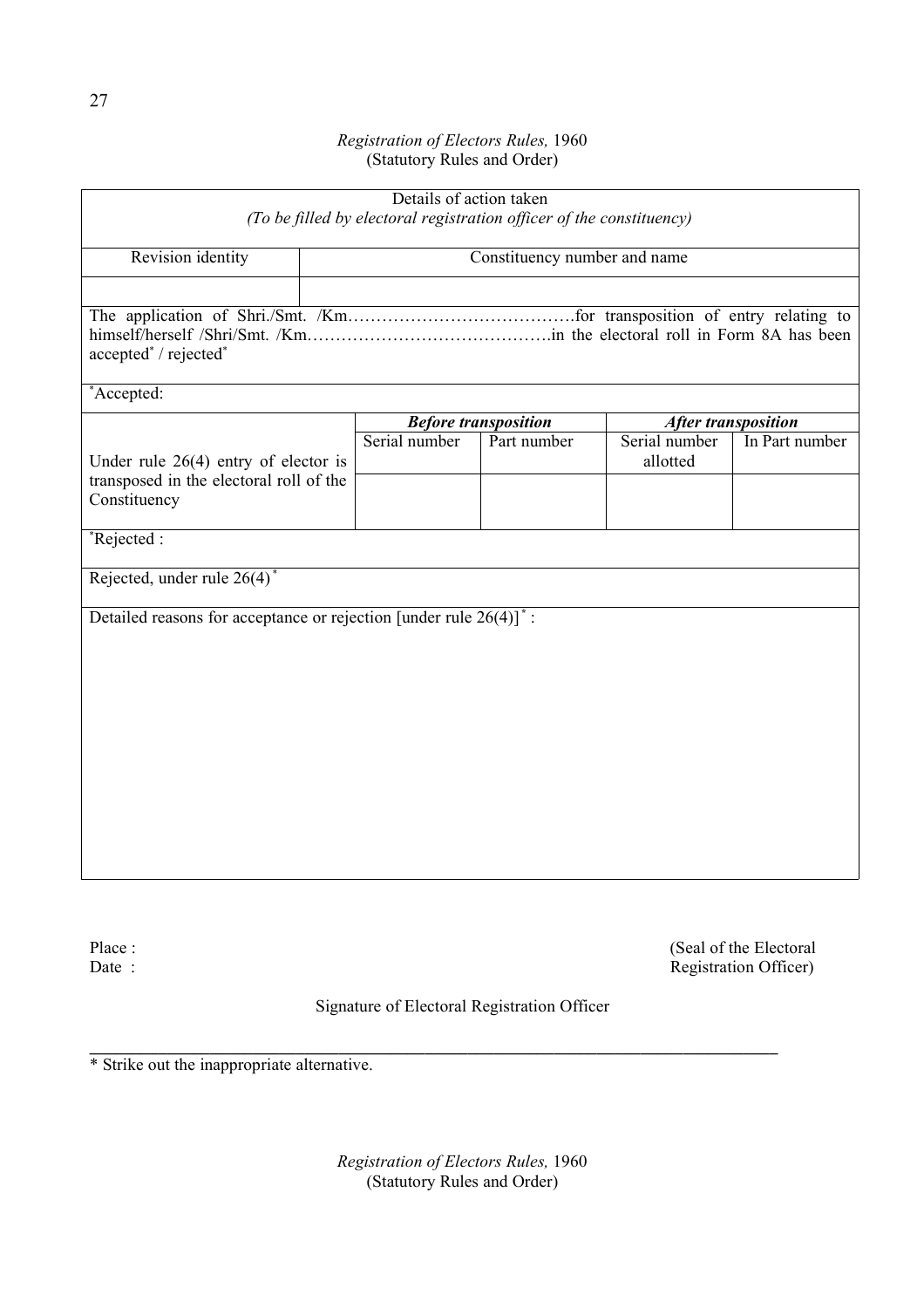Details of action taken

*(To be filled by electoral registration officer of the constituency)*

| Revision identity | Constituency number and name |
|---|---|
| | |

The application of Shri./Smt. /Km………………………………….for transposition of entry relating to himself/herself /Shri/Smt. /Km…………………………………….in the electoral roll in Form 8A has been accepted* / rejected*

*Accepted:

| | ***Before transposition*** | | ***After transposition*** | |
|---|---|---|---|---|
| | Serial number | Part number | Serial number allotted | In Part number |
| Under rule 26(4) entry of elector is transposed in the electoral roll of the Constituency | | | | |

*Rejected :

Rejected, under rule 26(4)*

Detailed reasons for acceptance or rejection [under rule 26(4)]* :

Place :

Date :

(Seal of the Electoral Registration Officer)

Signature of Electoral Registration Officer

---

* Strike out the inappropriate alternative.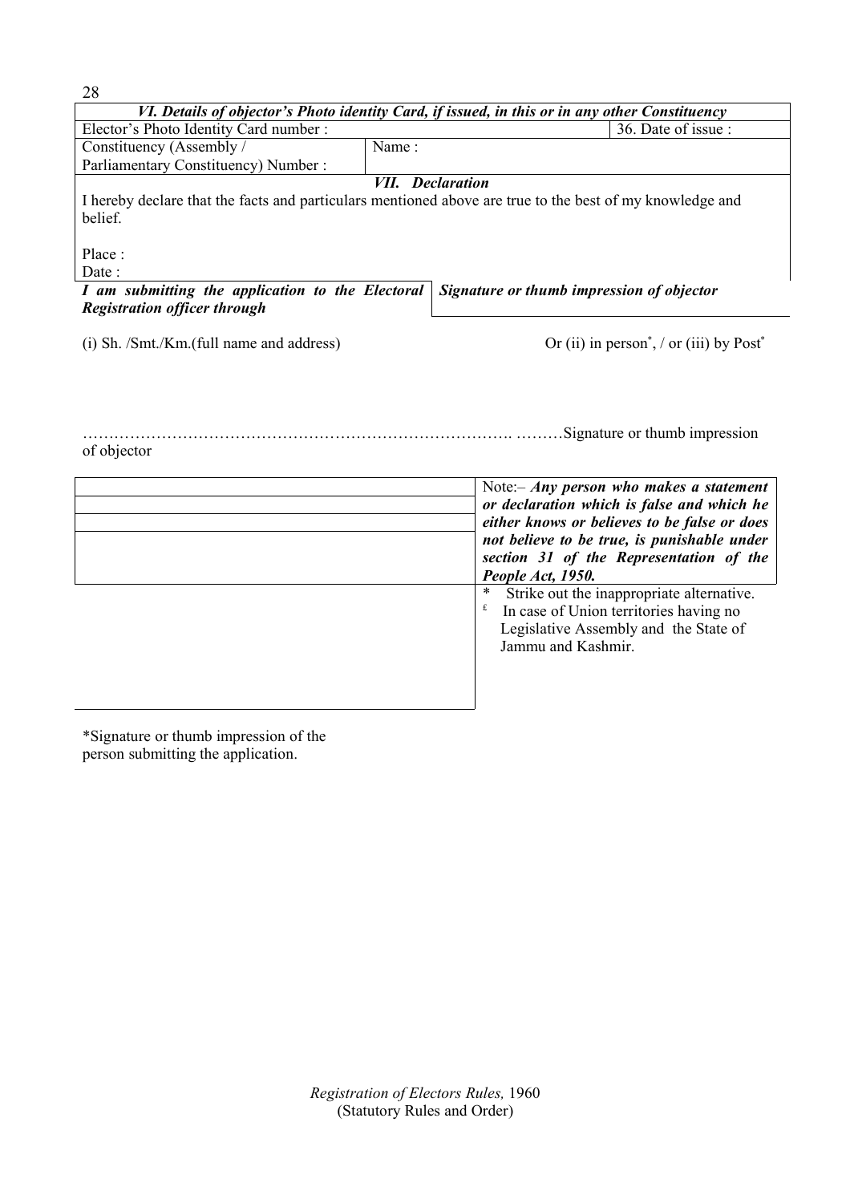| *VI. Details of objector's Photo identity Card, if issued, in this or in any other Constituency* | | |
|---|---|---|
| Elector's Photo Identity Card number : | | 36. Date of issue : |
| Constituency (Assembly / Parliamentary Constituency) Number : | Name : | |

***VII. Declaration***

I hereby declare that the facts and particulars mentioned above are true to the best of my knowledge and belief.

Place :

Date :

| *I am submitting the application to the Electoral Registration officer through* | *Signature or thumb impression of objector* |
|---|---|

(i) Sh. /Smt./Km.(full name and address) Or (ii) in person*, / or (iii) by Post*

………………………………………………………………………. ………Signature or thumb impression of objector

Note:– ***Any person who makes a statement or declaration which is false and which he either knows or believes to be false or does not believe to be true, is punishable under section 31 of the Representation of the People Act, 1950.***

\* Strike out the inappropriate alternative.

£ In case of Union territories having no Legislative Assembly and the State of Jammu and Kashmir.

*Signature or thumb impression of the person submitting the application.

*Registration of Electors Rules,* 1960
(Statutory Rules and Order)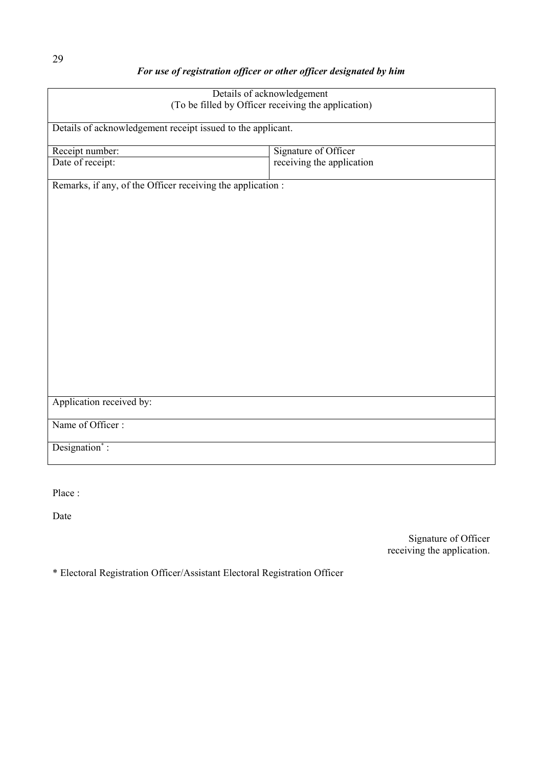*For use of registration officer or other officer designated by him*

| Details of acknowledgement<br>(To be filled by Officer receiving the application) | |
|---|---|
| Details of acknowledgement receipt issued to the applicant. | |
| Receipt number:<br>Date of receipt: | Signature of Officer<br>receiving the application |
| Remarks, if any, of the Officer receiving the application : | |
| Application received by: | |
| Name of Officer : | |
| Designation* : | |

Place :

Date

Signature of Officer
receiving the application.

\* Electoral Registration Officer/Assistant Electoral Registration Officer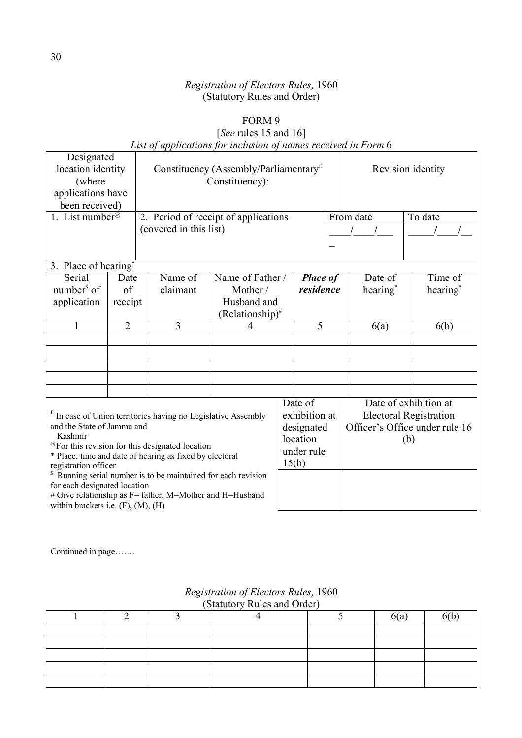*Registration of Electors Rules,* 1960
(Statutory Rules and Order)

FORM 9
[*See* rules 15 and 16]
*List of applications for inclusion of names received in Form* 6

| Designated location identity (where applications have been received) | Constituency (Assembly/Parliamentary[£] Constituency): | | Revision identity | |
|---|---|---|---|---|
| 1. List number[@] | 2. Period of receipt of applications (covered in this list) | | From date ____/____/____ | To date _____/____/__ |
| 3. Place of hearing[*] | | | | |

| Serial number[$] of application | Date of receipt | Name of claimant | Name of Father / Mother / Husband and (Relationship)[#] | ***Place of residence*** | Date of hearing[*] | Time of hearing[*] |
|---|---|---|---|---|---|---|
| 1 | 2 | 3 | 4 | 5 | 6(a) | 6(b) |
| | | | | | | |
| | | | | | | |
| | | | | | | |
| | | | | | | |
| | | | | | | |

| Date of exhibition at designated location under rule 15(b) | Date of exhibition at Electoral Registration Officer's Office under rule 16 (b) |
|---|---|
| | |

[£] In case of Union territories having no Legislative Assembly and the State of Jammu and Kashmir

[@] For this revision for this designated location

\* Place, time and date of hearing as fixed by electoral registration officer

[$] Running serial number is to be maintained for each revision for each designated location

\# Give relationship as F= father, M=Mother and H=Husband within brackets i.e. (F), (M), (H)

Continued in page…….

*Registration of Electors Rules,* 1960
(Statutory Rules and Order)

| 1 | 2 | 3 | 4 | 5 | 6(a) | 6(b) |
|---|---|---|---|---|---|---|
| | | | | | | |
| | | | | | | |
| | | | | | | |
| | | | | | | |
| | | | | | | |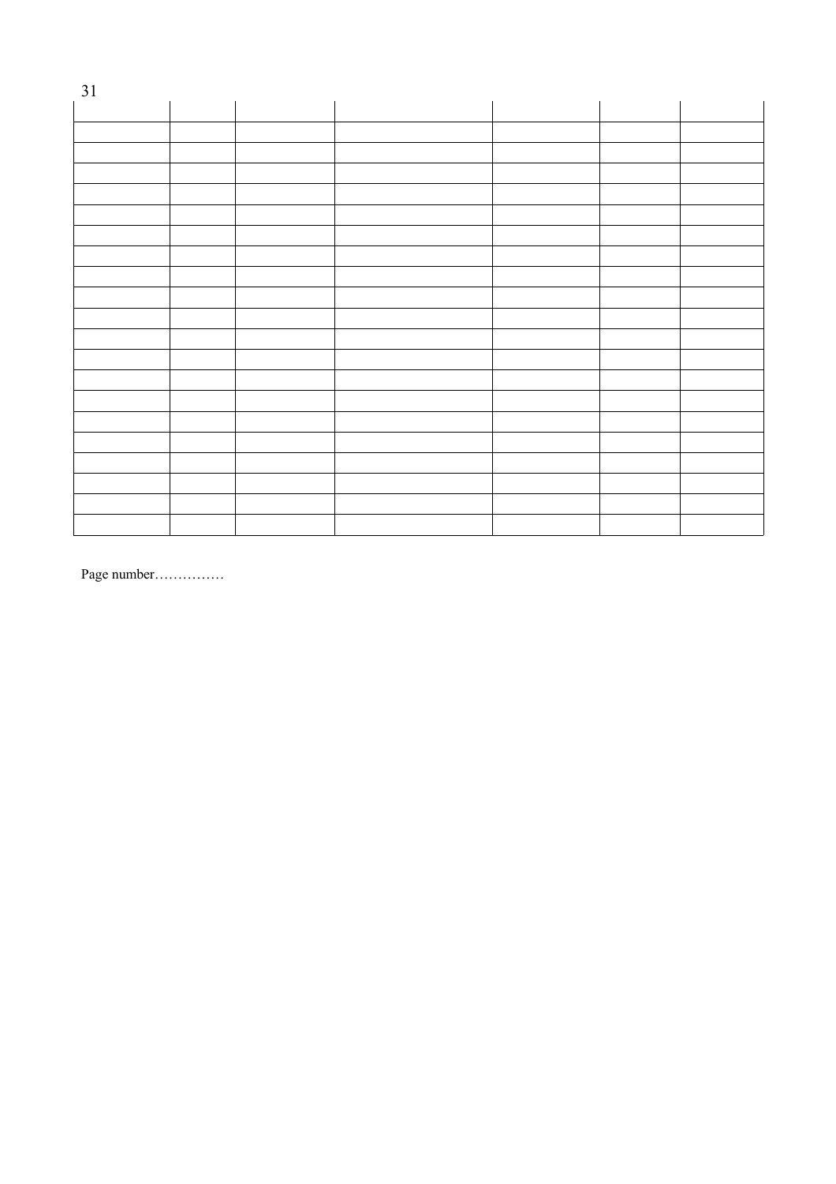| | | | | | | |
|---|---|---|---|---|---|---|
| | | | | | | |
| | | | | | | |
| | | | | | | |
| | | | | | | |
| | | | | | | |
| | | | | | | |
| | | | | | | |
| | | | | | | |
| | | | | | | |
| | | | | | | |
| | | | | | | |
| | | | | | | |
| | | | | | | |
| | | | | | | |
| | | | | | | |
| | | | | | | |
| | | | | | | |
| | | | | | | |
| | | | | | | |
| | | | | | | |

Page number……………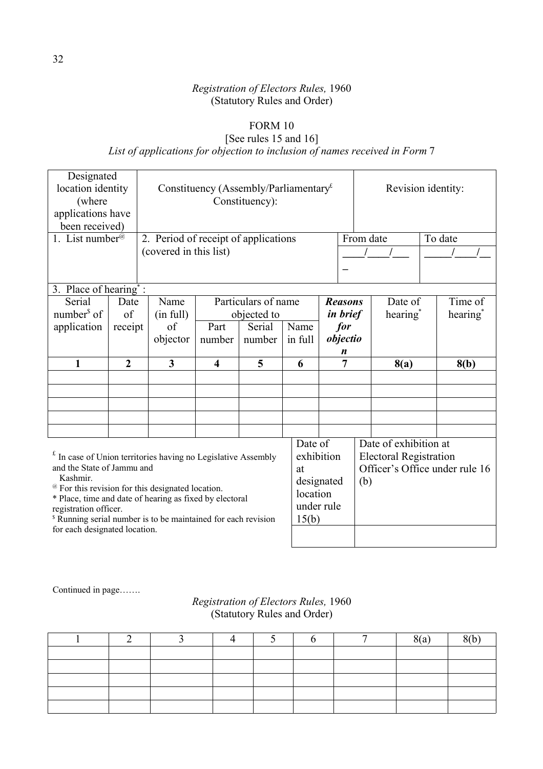*Registration of Electors Rules,* 1960
(Statutory Rules and Order)

FORM 10

[See rules 15 and 16]

*List of applications for objection to inclusion of names received in Form* 7

| Designated location identity (where applications have been received) | | Constituency (Assembly/Parliamentary[£] Constituency): | | | | | Revision identity: | |
|---|---|---|---|---|---|---|---|---|
| 1. List number[@] | | 2. Period of receipt of applications (covered in this list) | | | | | From date ____/____/____ | To date _____/____/__ |
| 3. Place of hearing[*] : | | | | | | | | |
| Serial number[$] of application | Date of receipt | Name (in full) of objector | Particulars of name objected to | | | ***Reasons in brief for objection*** | Date of hearing[*] | Time of hearing[*] |
| | | | Part number | Serial number | Name in full | | | |
| **1** | **2** | **3** | **4** | **5** | **6** | **7** | **8(a)** | **8(b)** |
| | | | | | | | | |
| | | | | | | | | |
| | | | | | | | | |
| | | | | | | | | |
| | | | | | | | | |

| | Date of exhibition at designated location under rule 15(b) | Date of exhibition at Electoral Registration Officer's Office under rule 16 (b) |
|---|---|---|
| [£] In case of Union territories having no Legislative Assembly and the State of Jammu and Kashmir.<br>[@] For this revision for this designated location.<br>* Place, time and date of hearing as fixed by electoral registration officer.<br>[$] Running serial number is to be maintained for each revision for each designated location. | | |

Continued in page…….

*Registration of Electors Rules,* 1960
(Statutory Rules and Order)

| 1 | 2 | 3 | 4 | 5 | 6 | 7 | 8(a) | 8(b) |
|---|---|---|---|---|---|---|---|---|
| | | | | | | | | |
| | | | | | | | | |
| | | | | | | | | |
| | | | | | | | | |
| | | | | | | | | |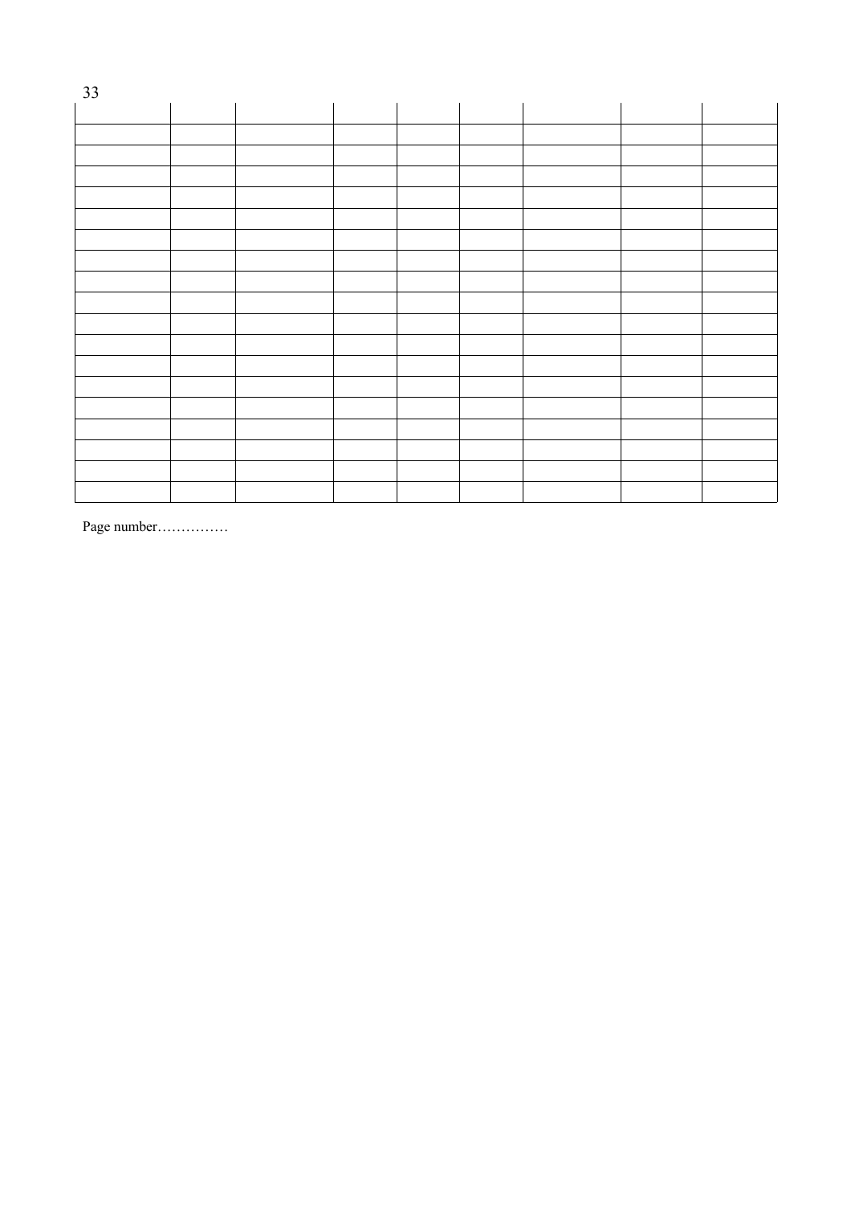| | | | | | | | | |
|---|---|---|---|---|---|---|---|---|
| | | | | | | | | |
| | | | | | | | | |
| | | | | | | | | |
| | | | | | | | | |
| | | | | | | | | |
| | | | | | | | | |
| | | | | | | | | |
| | | | | | | | | |
| | | | | | | | | |
| | | | | | | | | |
| | | | | | | | | |
| | | | | | | | | |
| | | | | | | | | |
| | | | | | | | | |
| | | | | | | | | |
| | | | | | | | | |
| | | | | | | | | |
| | | | | | | | | |

Page number……………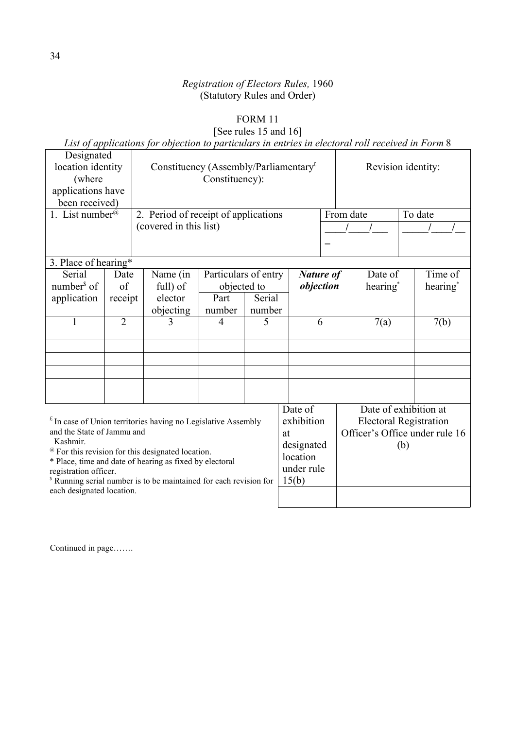*Registration of Electors Rules,* 1960
(Statutory Rules and Order)

FORM 11
[See rules 15 and 16]

*List of applications for objection to particulars in entries in electoral roll received in Form* 8

| Designated location identity (where applications have been received) | | Constituency (Assembly/Parliamentary[£] Constituency): | | | | Revision identity: | |
|---|---|---|---|---|---|---|---|
| 1. List number[@] | | 2. Period of receipt of applications (covered in this list) | | | | From date \_\_\_\_/\_\_\_\_/\_\_\_\_ | To date \_\_\_\_\_/\_\_\_\_/\_\_ |
| 3. Place of hearing* | | | | | | | |
| Serial number[$] of application | Date of receipt | Name (in full) of elector objecting | Particulars of entry objected to | | ***Nature of objection*** | Date of hearing* | Time of hearing* |
| | | | Part number | Serial number | | | |
| 1 | 2 | 3 | 4 | 5 | 6 | 7(a) | 7(b) |
| | | | | | | | |
| | | | | | | | |
| | | | | | | | |
| | | | | | | | |
| | | | | | | | |

| | Date of exhibition at designated location under rule 15(b) | Date of exhibition at Electoral Registration Officer's Office under rule 16 (b) |
|---|---|---|
| [£] In case of Union territories having no Legislative Assembly and the State of Jammu and Kashmir.<br>[@] For this revision for this designated location.<br>* Place, time and date of hearing as fixed by electoral registration officer.<br>[$] Running serial number is to be maintained for each revision for each designated location. | | |

Continued in page…….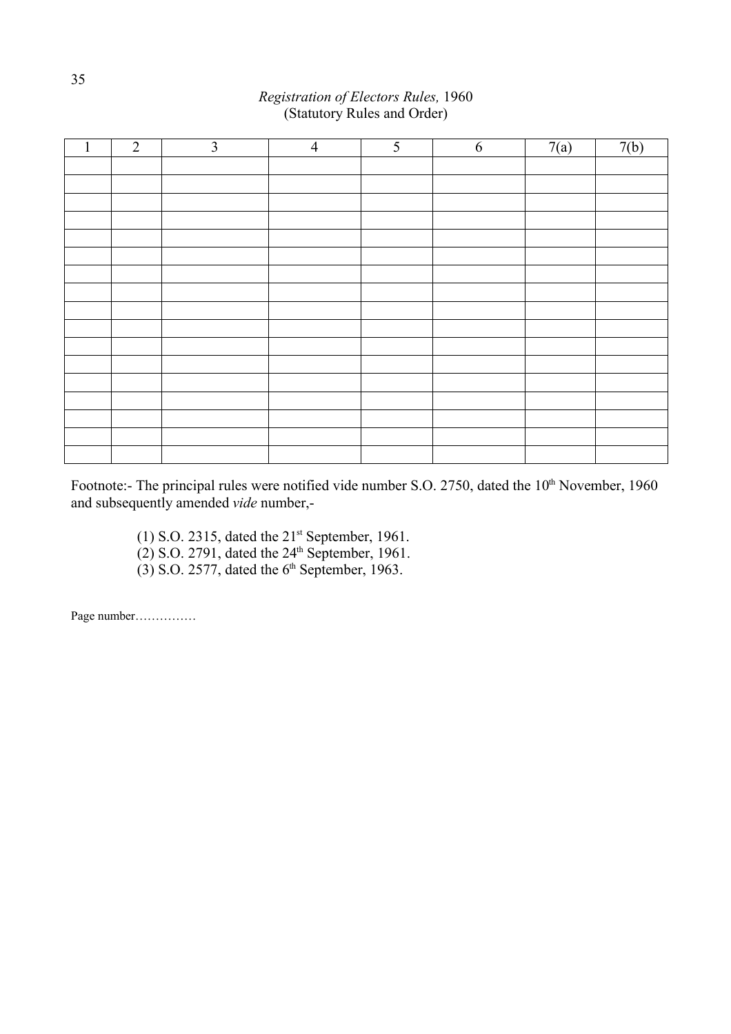*Registration of Electors Rules,* 1960
(Statutory Rules and Order)

| 1 | 2 | 3 | 4 | 5 | 6 | 7(a) | 7(b) |
|---|---|---|---|---|---|---|---|
| | | | | | | | |
| | | | | | | | |
| | | | | | | | |
| | | | | | | | |
| | | | | | | | |
| | | | | | | | |
| | | | | | | | |
| | | | | | | | |
| | | | | | | | |
| | | | | | | | |
| | | | | | | | |
| | | | | | | | |
| | | | | | | | |
| | | | | | | | |
| | | | | | | | |
| | | | | | | | |
| | | | | | | | |

Footnote:- The principal rules were notified vide number S.O. 2750, dated the 10th November, 1960 and subsequently amended *vide* number,-

(1) S.O. 2315, dated the 21st September, 1961.
(2) S.O. 2791, dated the 24th September, 1961.
(3) S.O. 2577, dated the 6th September, 1963.

Page number……………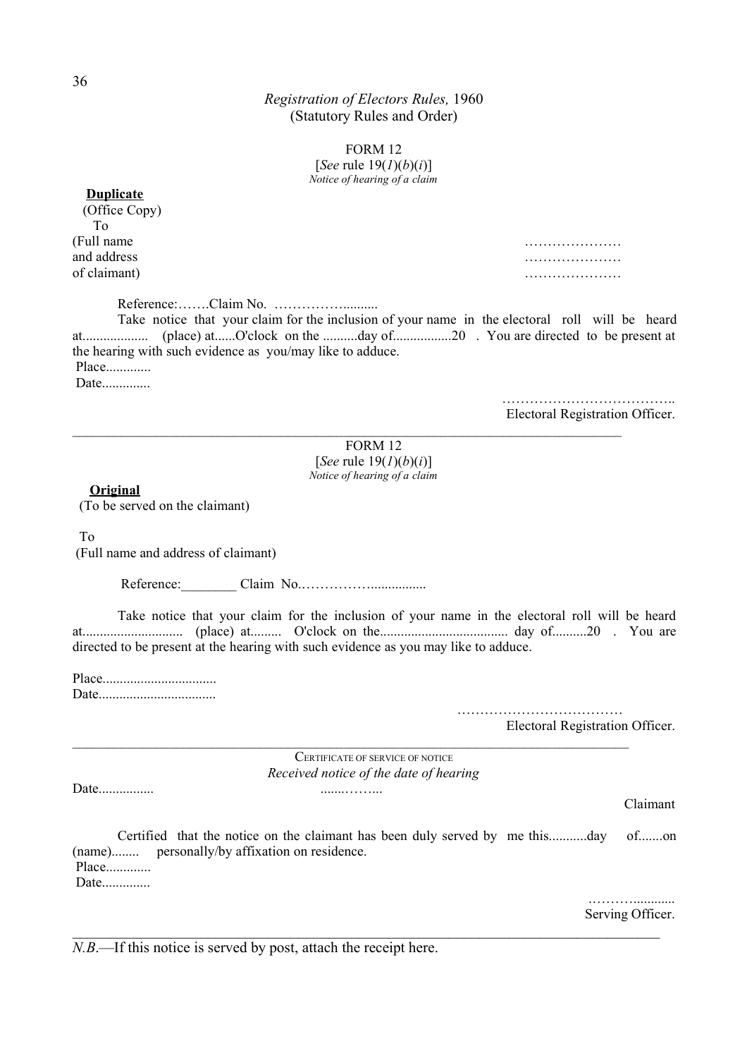*Registration of Electors Rules,* 1960
(Statutory Rules and Order)

FORM 12
[*See* rule 19(*1*)(*b*)(*i*)]
*Notice of hearing of a claim*

**Duplicate**
(Office Copy)
To
(Full name ……………………
and address ……………………
of claimant) ……………………

Reference:…….Claim No. ……………..........

Take notice that your claim for the inclusion of your name in the electoral roll will be heard at.................. (place) at......O'clock on the ..........day of.................20 . You are directed to be present at the hearing with such evidence as you/may like to adduce.

Place............
Date.............

………………………………..
Electoral Registration Officer.

---

FORM 12
[*See* rule 19(*1*)(*b*)(*i*)]
*Notice of hearing of a claim*

**Original**
(To be served on the claimant)

To
(Full name and address of claimant)

Reference:________ Claim No.……………................

Take notice that your claim for the inclusion of your name in the electoral roll will be heard at............................ (place) at......... O'clock on the.................................... day of..........20 . You are directed to be present at the hearing with such evidence as you may like to adduce.

Place................................
Date.................................

………………………………
Electoral Registration Officer.

---

CERTIFICATE OF SERVICE OF NOTICE
*Received notice of the date of hearing*

Date................ ......……...

Claimant

Certified that the notice on the claimant has been duly served by me this...........day of.......on (name)........ personally/by affixation on residence.

Place............
Date.............

………...........
Serving Officer.

---

*N.B.*—If this notice is served by post, attach the receipt here.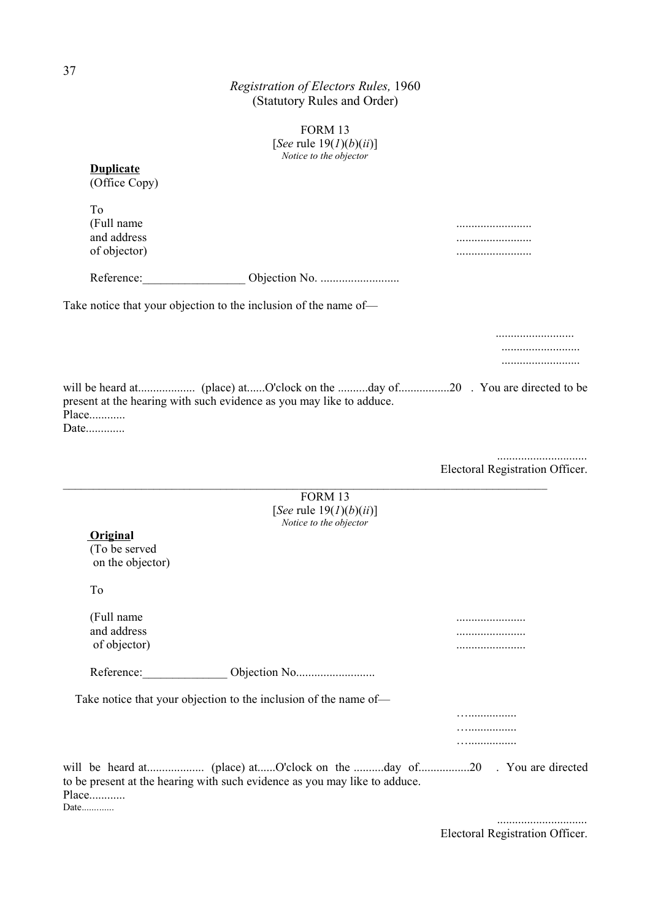*Registration of Electors Rules,* 1960
(Statutory Rules and Order)

FORM 13
[*See* rule 19(*1*)(*b*)(*ii*)]
*Notice to the objector*

**Duplicate**
(Office Copy)

To
(Full name .........................
and address .........................
of objector) .........................

Reference:_________________ Objection No. ..........................

Take notice that your objection to the inclusion of the name of—

..........................
..........................
..........................

will be heard at................... (place) at......O'clock on the ..........day of.................20 . You are directed to be present at the hearing with such evidence as you may like to adduce.
Place............
Date.............

.............................
Electoral Registration Officer.

---

FORM 13
[*See* rule 19(*1*)(*b*)(*ii*)]
*Notice to the objector*

**Original**
(To be served
on the objector)

To

(Full name .......................
and address .......................
of objector) .......................

Reference:______________ Objection No..........................

Take notice that your objection to the inclusion of the name of—

…................
…................
…................

will be heard at................... (place) at......O'clock on the ..........day of.................20 . You are directed to be present at the hearing with such evidence as you may like to adduce.
Place............
Date.............

.............................
Electoral Registration Officer.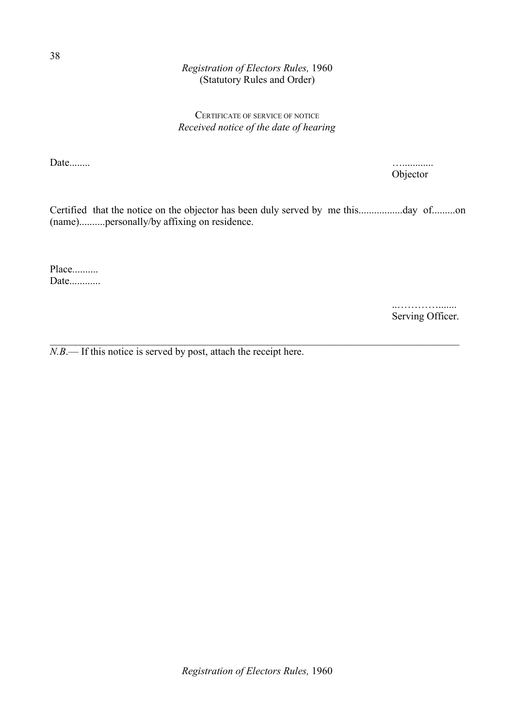CERTIFICATE OF SERVICE OF NOTICE

*Received notice of the date of hearing*

Date........ 

…...........
Objector

Certified that the notice on the objector has been duly served by me this.................day of.........on (name)..........personally/by affixing on residence.

Place..........
Date............

..…………......
Serving Officer.

---

*N.B*.— If this notice is served by post, attach the receipt here.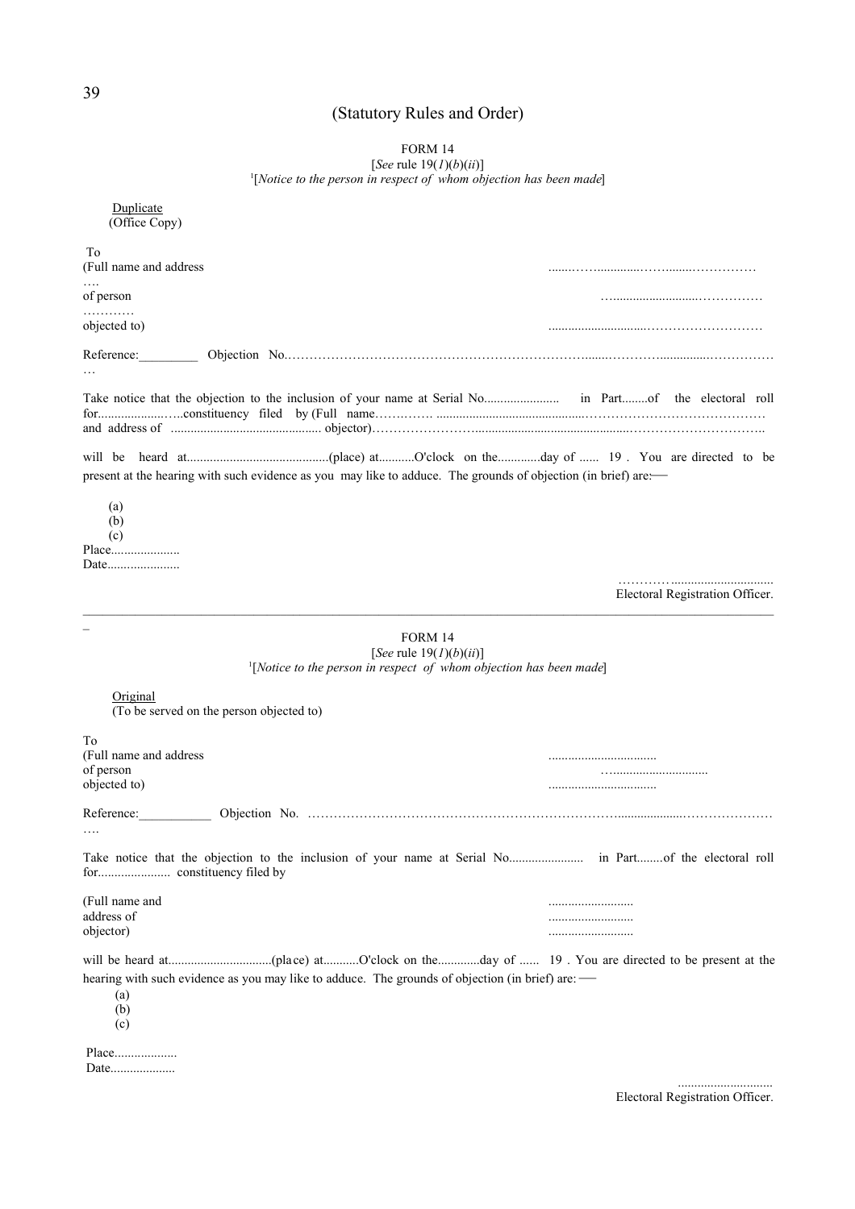(Statutory Rules and Order)

FORM 14

[*See* rule 19(*1*)(*b*)(*ii*)]

[1][*Notice to the person in respect of whom objection has been made*]

Duplicate
(Office Copy)

To
(Full name and address .......……............……........……………
….
of person …..........................……………
…………
objected to) ..........................……………………

Reference:_________ Objection No.……………………………………………………………........………….............……………
…

Take notice that the objection to the inclusion of your name at Serial No...................... in Part........of the electoral roll for.....................…..constituency filed by (Full name………….. ...........................................…………………………………… and address of ............................................. objector)…………………….................................................…………………………..

will be heard at...........................................(place) at...........O'clock on the.............day of ...... 19 . You are directed to be present at the hearing with such evidence as you may like to adduce. The grounds of objection (in brief) are:—

(a)
(b)
(c)

Place.....................
Date......................

…………..............................
Electoral Registration Officer.

---

FORM 14

[*See* rule 19(*1*)(*b*)(*ii*)]

[1][*Notice to the person in respect of whom objection has been made*]

Original
(To be served on the person objected to)

To
(Full name and address ................................
of person …...........................
objected to) ................................

Reference:___________ Objection No. ………………………………………………………………..................…………………
….

Take notice that the objection to the inclusion of your name at Serial No...................... in Part........of the electoral roll for...................... constituency filed by

(Full name and ..........................
address of ..........................
objector) ..........................

will be heard at................................(place) at...........O'clock on the.............day of ...... 19 . You are directed to be present at the hearing with such evidence as you may like to adduce. The grounds of objection (in brief) are: —

(a)
(b)
(c)

Place...................
Date....................

............................
Electoral Registration Officer.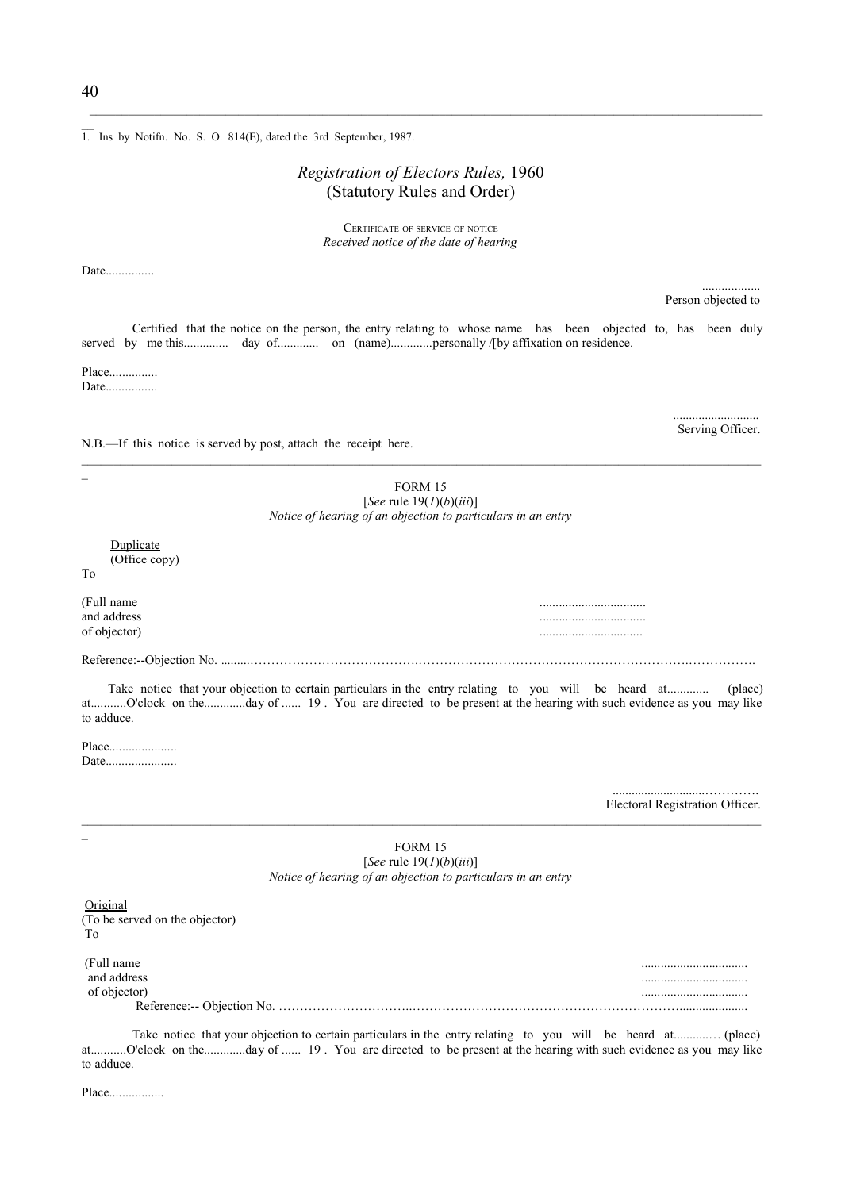1. Ins by Notifn. No. S. O. 814(E), dated the 3rd September, 1987.

*Registration of Electors Rules,* 1960
(Statutory Rules and Order)

CERTIFICATE OF SERVICE OF NOTICE
*Received notice of the date of hearing*

Date...............

..................
Person objected to

Certified that the notice on the person, the entry relating to whose name has been objected to, has been duly served by me this.............. day of............. on (name).............personally /[by affixation on residence.

Place...............
Date................

...........................
Serving Officer.

N.B.—If this notice is served by post, attach the receipt here.

---

FORM 15
[*See* rule 19(*1*)(*b*)(*iii*)]
*Notice of hearing of an objection to particulars in an entry*

Duplicate
(Office copy)

To

(Full name .................................
and address .................................
of objector) ................................

Reference:--Objection No. ..........................................................................................................................

Take notice that your objection to certain particulars in the entry relating to you will be heard at............. (place) at...........O'clock on the.............day of ...... 19 . You are directed to be present at the hearing with such evidence as you may like to adduce.

Place.....................
Date......................

.........................................
Electoral Registration Officer.

---

FORM 15
[*See* rule 19(*1*)(*b*)(*iii*)]
*Notice of hearing of an objection to particulars in an entry*

Original
(To be served on the objector)

To

(Full name .................................
and address .................................
of objector) .................................

Reference:-- Objection No. ..........................................................................................................................

Take notice that your objection to certain particulars in the entry relating to you will be heard at............. (place) at...........O'clock on the.............day of ...... 19 . You are directed to be present at the hearing with such evidence as you may like to adduce.

Place.................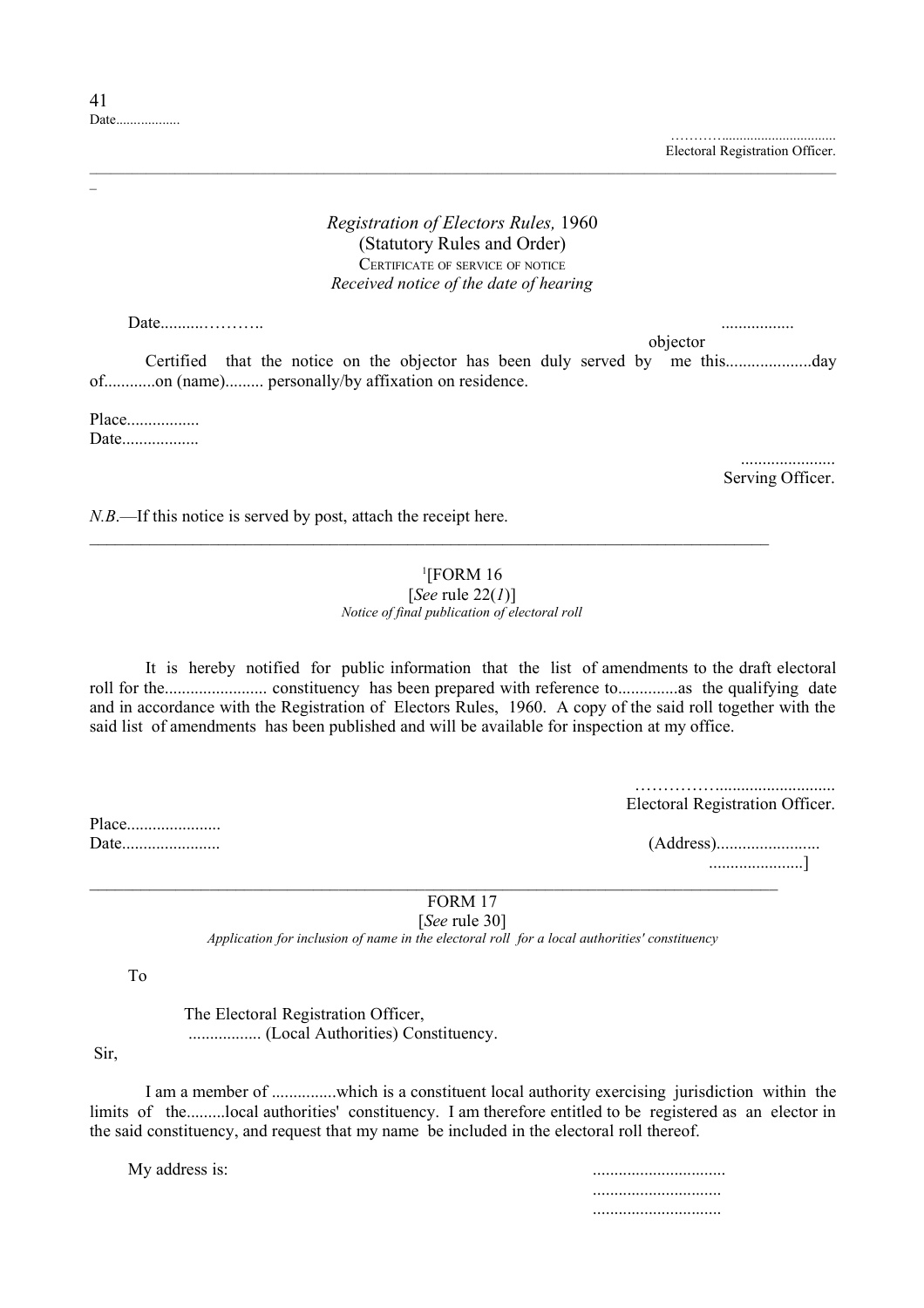Date..................

……….................................
Electoral Registration Officer.

---

*Registration of Electors Rules,* 1960
(Statutory Rules and Order)
CERTIFICATE OF SERVICE OF NOTICE
*Received notice of the date of hearing*

Date..........……….. .................
objector

Certified that the notice on the objector has been duly served by me this....................day of............on (name)......... personally/by affixation on residence.

Place.................
Date..................

......................
Serving Officer.

*N.B.*—If this notice is served by post, attach the receipt here.

---

[1][FORM 16
[*See* rule 22(*1*)]
*Notice of final publication of electoral roll*

It is hereby notified for public information that the list of amendments to the draft electoral roll for the........................ constituency has been prepared with reference to..............as the qualifying date and in accordance with the Registration of Electors Rules, 1960. A copy of the said roll together with the said list of amendments has been published and will be available for inspection at my office.

……………...........................
Electoral Registration Officer.

Place......................
Date....................... (Address)........................
......................]

---

FORM 17
[*See* rule 30]
*Application for inclusion of name in the electoral roll for a local authorities' constituency*

To

The Electoral Registration Officer,
................. (Local Authorities) Constituency.

Sir,

I am a member of ...............which is a constituent local authority exercising jurisdiction within the limits of the.........local authorities' constituency. I am therefore entitled to be registered as an elector in the said constituency, and request that my name be included in the electoral roll thereof.

My address is: ...............................
.............................
.............................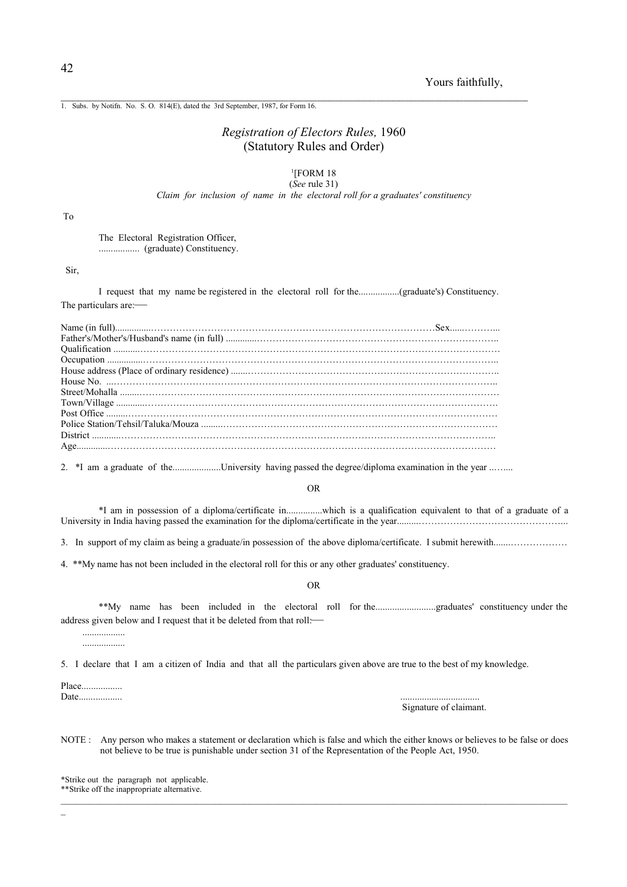Yours faithfully,

1. Subs. by Notifn. No. S. O. 814(E), dated the 3rd September, 1987, for Form 16.

*Registration of Electors Rules,* 1960
(Statutory Rules and Order)

[1][FORM 18
(*See* rule 31)
*Claim for inclusion of name in the electoral roll for a graduates' constituency*

To

The Electoral Registration Officer,
................. (graduate) Constituency.

Sir,

I request that my name be registered in the electoral roll for the.................(graduate's) Constituency. The particulars are:—

Name (in full)...............…………………………………………………………………………Sex.....………...
Father's/Mother's/Husband's name (in full) .............……………………………………………………………..
Qualification ...........………………………………………………………………………………………………
Occupation ...............……………………………………………………………………………………………..
House address (Place of ordinary residence) .......…………………………………………………………………..
House No. ...……………………………………………………………………………………………………..
Street/Mohalla ........………………………………………………………………………………………………
Town/Village ............……………………………………………………………………………………………
Post Office .........……………………………………………………………………………………………….
Police Station/Tehsil/Taluka/Mouza ........…………………………………………………………………………
District ............……………………………………………………………………………………………………..
Age............……………………………………………………………………………………………………

2. *I am a graduate of the....................University having passed the degree/diploma examination in the year ..…....

OR

*I am in possession of a diploma/certificate in...............which is a qualification equivalent to that of a graduate of a University in India having passed the examination for the diploma/certificate in the year.........…………………………………………...

3. In support of my claim as being a graduate/in possession of the above diploma/certificate. I submit herewith.......………………

4. **My name has not been included in the electoral roll for this or any other graduates' constituency.

OR

**My name has been included in the electoral roll for the.........................graduates' constituency under the address given below and I request that it be deleted from that roll:—

.................
.................

5. I declare that I am a citizen of India and that all the particulars given above are true to the best of my knowledge.

Place.................
Date..................

................................
Signature of claimant.

NOTE : Any person who makes a statement or declaration which is false and which the either knows or believes to be false or does not believe to be true is punishable under section 31 of the Representation of the People Act, 1950.

*Strike out the paragraph not applicable.
**Strike off the inappropriate alternative.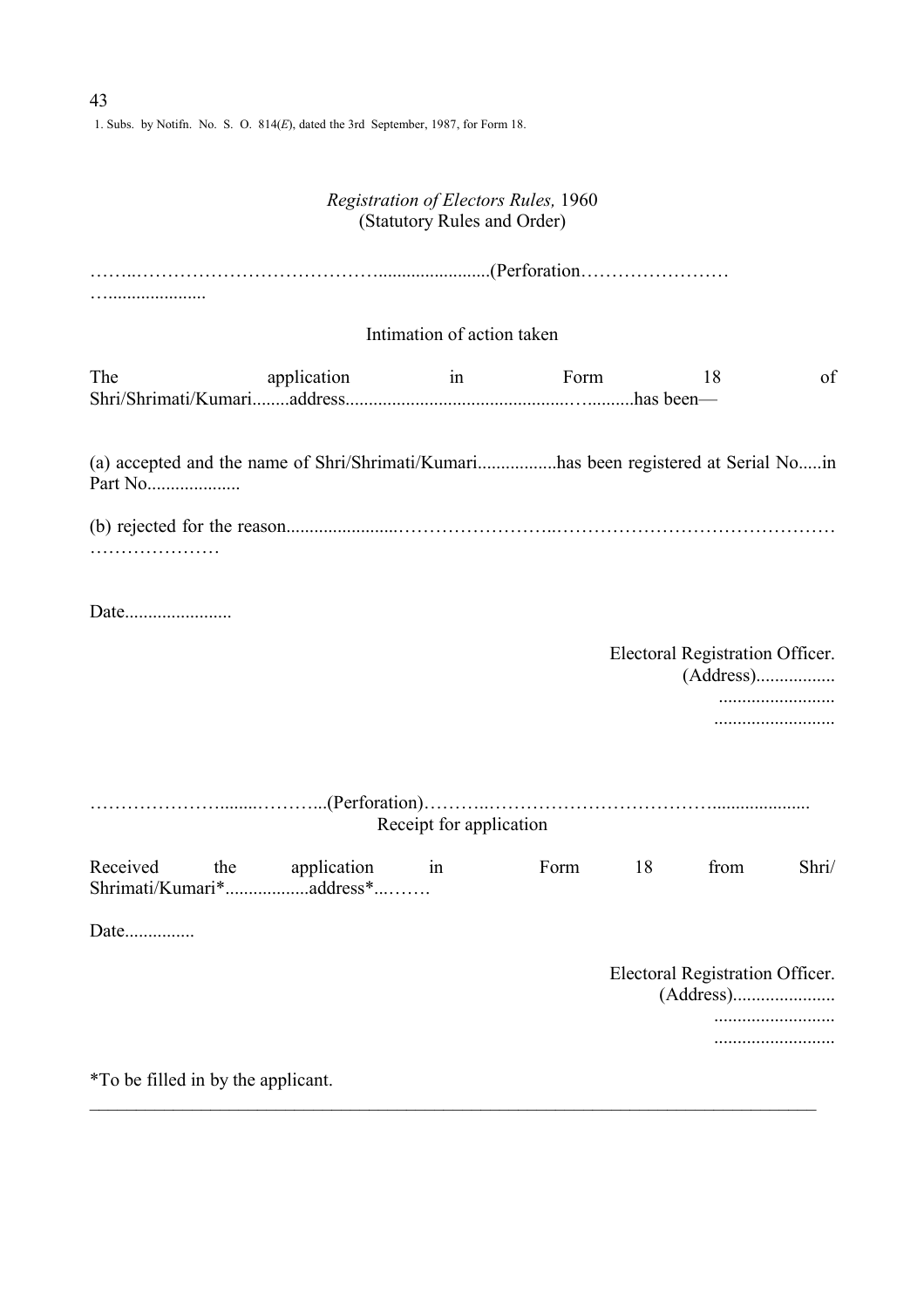1. Subs. by Notifn. No. S. O. 814(*E*), dated the 3rd September, 1987, for Form 18.

*Registration of Electors Rules,* 1960
(Statutory Rules and Order)

……..…………………………………........................(Perforation……………………
…....................

Intimation of action taken

The application in Form 18 of Shri/Shrimati/Kumari........address.............................................…..........has been—

(a) accepted and the name of Shri/Shrimati/Kumari.................has been registered at Serial No.....in Part No....................

(b) rejected for the reason.......................……………………..………………………………………
…………………

Date.......................

Electoral Registration Officer.
(Address).................
.........................
..........................

…………………........………...(Perforation)………..……………………………….....................

Receipt for application

Received the application in Form 18 from Shri/ Shrimati/Kumari*..................address*..……

Date...............

Electoral Registration Officer.
(Address)......................
..........................
..........................

*To be filled in by the applicant.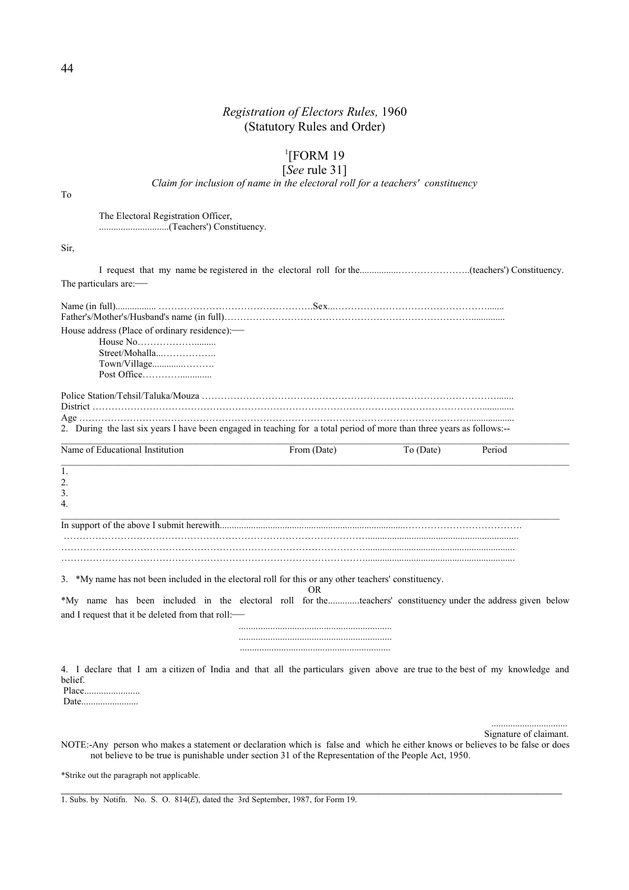*Registration of Electors Rules,* 1960
(Statutory Rules and Order)

# [1][FORM 19

[*See* rule 31]

*Claim for inclusion of name in the electoral roll for a teachers' constituency*

To

The Electoral Registration Officer,
.............................(Teachers') Constituency.

Sir,

I request that my name be registered in the electoral roll for the................…………………..(teachers') Constituency. The particulars are:—

Name (in full)................ …………………………………………..Sex...……………………………………….......
Father's/Mother's/Husband's name (in full)……………………………………………………………….............

House address (Place of ordinary residence):—

House No……………….........
Street/Mohalla...……………..
Town/Village............……….
Post Office…………............

Police Station/Tehsil/Taluka/Mouza ……………………………………………………………………………........
District ……………………………………………………………………………………………………….............
Age ……………………………………………………………………………………………………..................

2. During the last six years I have been engaged in teaching for a total period of more than three years as follows:--

| Name of Educational Institution | From (Date) | To (Date) | Period |
|---|---|---|---|
| 1. | | | |
| 2. | | | |
| 3. | | | |
| 4. | | | |

In support of the above I submit herewith..............................................................................……………………………….
……………………………………………………………………………………….............................................................
……………………………………………………………………………………….............................................................
……………………………………………………………………………………….............................................................

3. *My name has not been included in the electoral roll for this or any other teachers' constituency.

OR

*My name has been included in the electoral roll for the.............teachers' constituency under the address given below and I request that it be deleted from that roll:—

..............................................................
..............................................................
..............................................................

4. I declare that I am a citizen of India and that all the particulars given above are true to the best of my knowledge and belief.

Place.......................
Date........................

................................
Signature of claimant.

NOTE:-Any person who makes a statement or declaration which is false and which he either knows or believes to be false or does not believe to be true is punishable under section 31 of the Representation of the People Act, 1950.

*Strike out the paragraph not applicable.

1. Subs. by Notifn. No. S. O. 814(*E*), dated the 3rd September, 1987, for Form 19.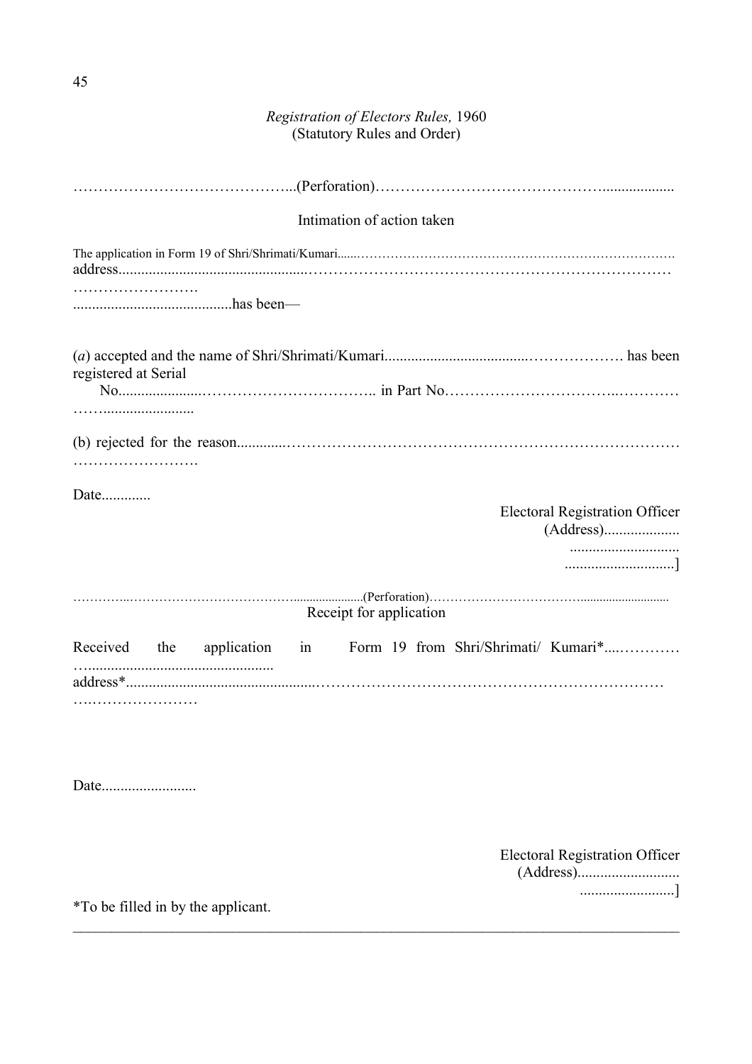*Registration of Electors Rules,* 1960
(Statutory Rules and Order)

……………………………………...(Perforation)……………………………………...................

Intimation of action taken

The application in Form 19 of Shri/Shrimati/Kumari......…………………………………………………………………
address...............................................………………………………………………………………
…………………….
..........................................has been—

(*a*) accepted and the name of Shri/Shrimati/Kumari....................................………………. has been registered at Serial
No.....................…………………………….. in Part No…………………………..…………
……........................

(b) rejected for the reason............……………………………………………………………………
…………………….

Date.............

Electoral Registration Officer
(Address)....................
............................
............................]

…………..…………………………………......................(Perforation)…………………………….........................

Receipt for application

Received the application in Form 19 from Shri/Shrimati/ Kumari*....…………
…................................................
address*................................................…………………………………………………………
….…………………

Date.........................

Electoral Registration Officer
(Address)...........................
.........................]

*To be filled in by the applicant.